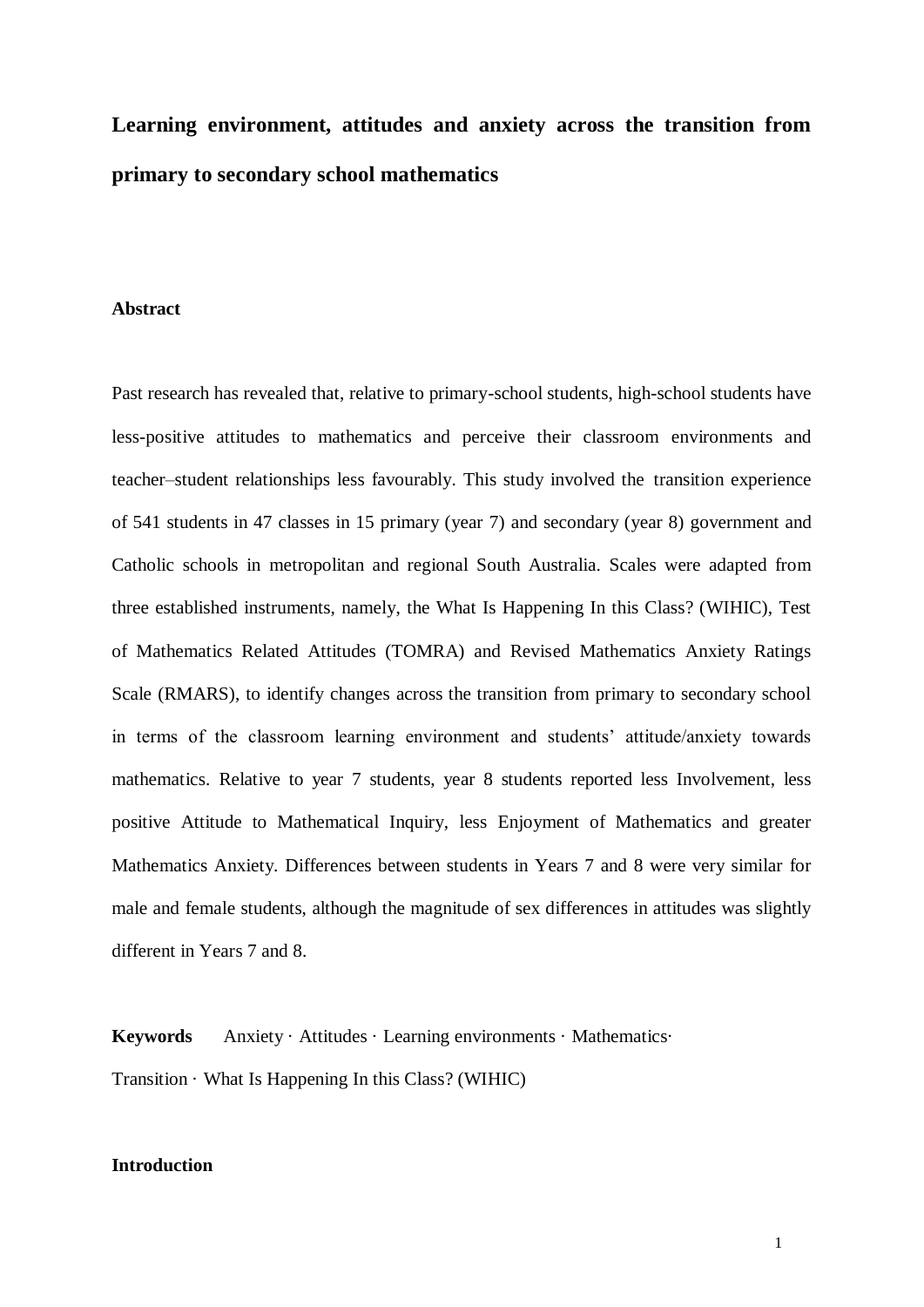# Learning environment, attitudes and anxiety across the transition from primary to secondary school mathematics

## Abstract

Past research has revealed that, relative to primary-school students, high-school students have less-positive attitudes to mathematics and perceive their classroom environments and teacher–student relationships less favourably. This study involved the transition experience of 541 students in 47 classes in 15 primary (year 7) and secondary (year 8) government and Catholic schools in metropolitan and regional South Australia. Scales were adapted from three established instruments, namely, the What Is Happening In this Class? (WIHIC), Test of Mathematics Related Attitudes (TOMRA) and Revised Mathematics Anxiety Ratings Scale (RMARS), to identify changes across the transition from primary to secondary school in terms of the classroom learning environment and students' attitude/anxiety towards mathematics. Relative to year 7 students, year 8 students reported less Involvement, less positive Attitude to Mathematical Inquiry, less Enjoyment of Mathematics and greater Mathematics Anxiety. Differences between students in Years 7 and 8 were very similar for male and female students, although the magnitude of sex differences in attitudes was slightly different in Years 7 and 8.

**Keywords** Anxiety · Attitudes · Learning environments · Mathematics · Transition · What Is Happening In this Class? (WIHIC)

## Introduction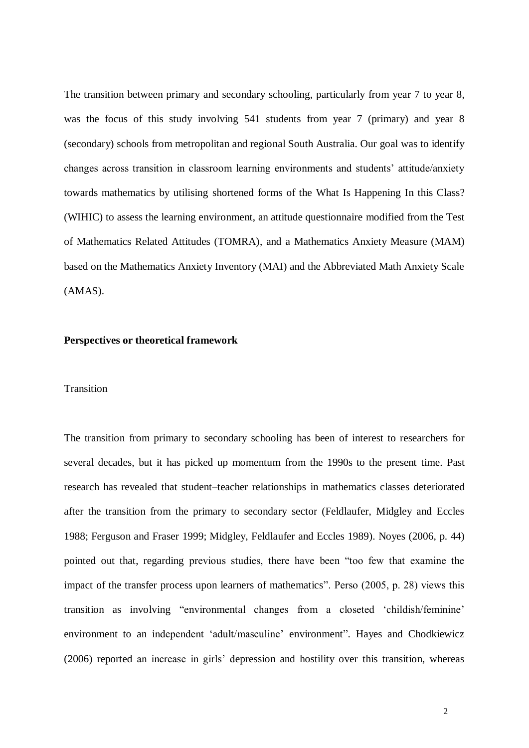The transition between primary and secondary schooling, particularly from year 7 to year 8, was the focus of this study involving 541 students from year 7 (primary) and year 8 (secondary) schools from metropolitan and regional South Australia. Our goal was to identify changes across transition in classroom learning environments and students' attitude/anxiety towards mathematics by utilising shortened forms of the What Is Happening In this Class? (WIHIC) to assess the learning environment, an attitude questionnaire modified from the Test of Mathematics Related Attitudes (TOMRA), and a Mathematics Anxiety Measure (MAM) based on the Mathematics Anxiety Inventory (MAI) and the Abbreviated Math Anxiety Scale (AMAS).

## Perspectives or theoretical framework

### Transition

The transition from primary to secondary schooling has been of interest to researchers for several decades, but it has picked up momentum from the 1990s to the present time. Past research has revealed that student–teacher relationships in mathematics classes deteriorated after the transition from the primary to secondary sector (Feldlaufer, Midgley and Eccles 1988; Ferguson and Fraser 1999; Midgley, Feldlaufer and Eccles 1989). Noyes (2006, p. 44) pointed out that, regarding previous studies, there have been "too few that examine the impact of the transfer process upon learners of mathematics". Perso (2005, p. 28) views this transition as involving "environmental changes from a closeted 'childish/feminine' environment to an independent 'adult/masculine' environment". Hayes and Chodkiewicz (2006) reported an increase in girls' depression and hostility over this transition, whereas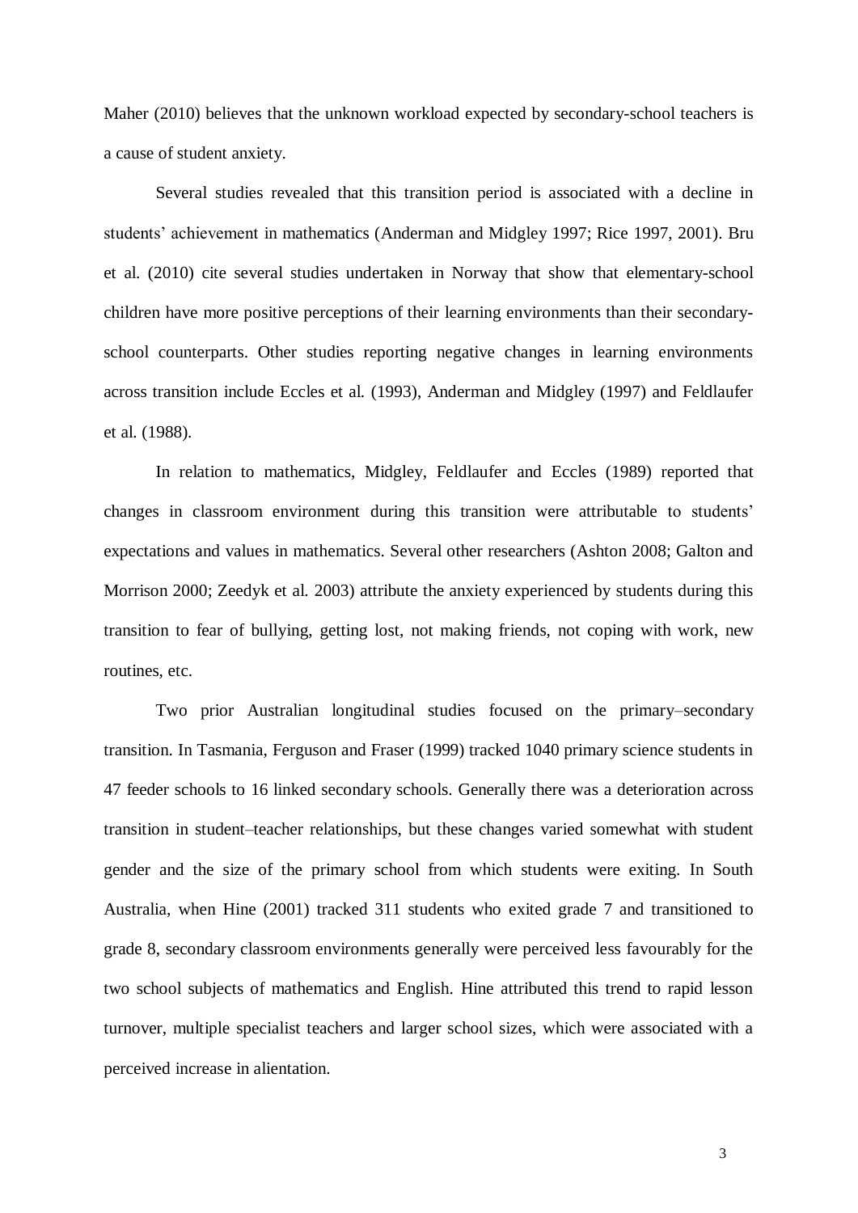Maher (2010) believes that the unknown workload expected by secondary-school teachers is a cause of student anxiety.

Several studies revealed that this transition period is associated with a decline in students' achievement in mathematics (Anderman and Midgley 1997; Rice 1997, 2001). Bru et al. (2010) cite several studies undertaken in Norway that show that elementary-school children have more positive perceptions of their learning environments than their secondary-school counterparts. Other studies reporting negative changes in learning environments across transition include Eccles et al. (1993), Anderman and Midgley (1997) and Feldlaufer et al. (1988).

In relation to mathematics, Midgley, Feldlaufer and Eccles (1989) reported that changes in classroom environment during this transition were attributable to students' expectations and values in mathematics. Several other researchers (Ashton 2008; Galton and Morrison 2000; Zeedyk et al. 2003) attribute the anxiety experienced by students during this transition to fear of bullying, getting lost, not making friends, not coping with work, new routines, etc.

Two prior Australian longitudinal studies focused on the primary–secondary transition. In Tasmania, Ferguson and Fraser (1999) tracked 1040 primary science students in 47 feeder schools to 16 linked secondary schools. Generally there was a deterioration across transition in student–teacher relationships, but these changes varied somewhat with student gender and the size of the primary school from which students were exiting. In South Australia, when Hine (2001) tracked 311 students who exited grade 7 and transitioned to grade 8, secondary classroom environments generally were perceived less favourably for the two school subjects of mathematics and English. Hine attributed this trend to rapid lesson turnover, multiple specialist teachers and larger school sizes, which were associated with a perceived increase in alientation.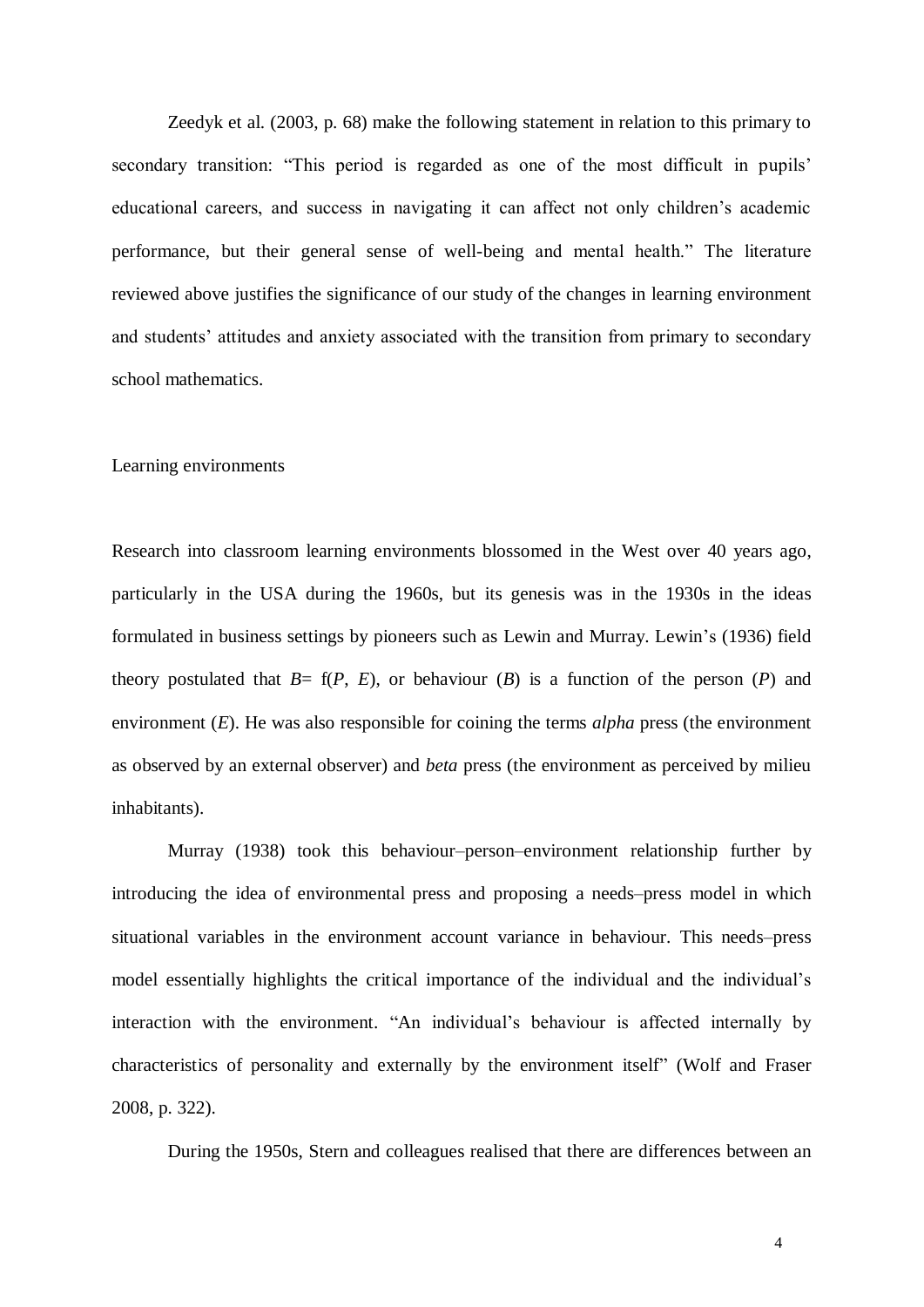Zeedyk et al. (2003, p. 68) make the following statement in relation to this primary to secondary transition: "This period is regarded as one of the most difficult in pupils' educational careers, and success in navigating it can affect not only children's academic performance, but their general sense of well-being and mental health." The literature reviewed above justifies the significance of our study of the changes in learning environment and students' attitudes and anxiety associated with the transition from primary to secondary school mathematics.

## Learning environments

Research into classroom learning environments blossomed in the West over 40 years ago, particularly in the USA during the 1960s, but its genesis was in the 1930s in the ideas formulated in business settings by pioneers such as Lewin and Murray. Lewin's (1936) field theory postulated that $B = f(P, E)$, or behaviour ($B$) is a function of the person ($P$) and environment ($E$). He was also responsible for coining the terms *alpha* press (the environment as observed by an external observer) and *beta* press (the environment as perceived by milieu inhabitants).

Murray (1938) took this behaviour–person–environment relationship further by introducing the idea of environmental press and proposing a needs–press model in which situational variables in the environment account variance in behaviour. This needs–press model essentially highlights the critical importance of the individual and the individual's interaction with the environment. "An individual's behaviour is affected internally by characteristics of personality and externally by the environment itself" (Wolf and Fraser 2008, p. 322).

During the 1950s, Stern and colleagues realised that there are differences between an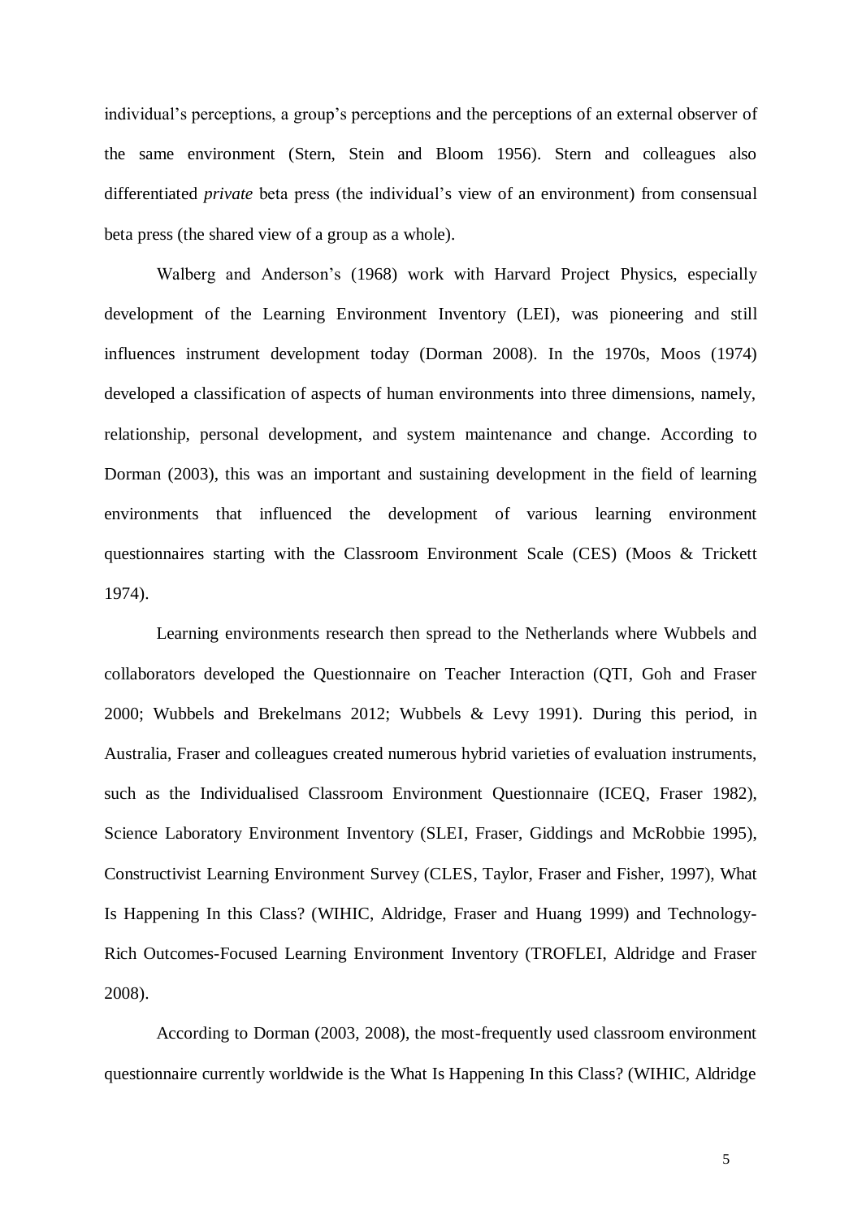individual's perceptions, a group's perceptions and the perceptions of an external observer of the same environment (Stern, Stein and Bloom 1956). Stern and colleagues also differentiated *private* beta press (the individual's view of an environment) from consensual beta press (the shared view of a group as a whole).

Walberg and Anderson's (1968) work with Harvard Project Physics, especially development of the Learning Environment Inventory (LEI), was pioneering and still influences instrument development today (Dorman 2008). In the 1970s, Moos (1974) developed a classification of aspects of human environments into three dimensions, namely, relationship, personal development, and system maintenance and change. According to Dorman (2003), this was an important and sustaining development in the field of learning environments that influenced the development of various learning environment questionnaires starting with the Classroom Environment Scale (CES) (Moos & Trickett 1974).

Learning environments research then spread to the Netherlands where Wubbels and collaborators developed the Questionnaire on Teacher Interaction (QTI, Goh and Fraser 2000; Wubbels and Brekelmans 2012; Wubbels & Levy 1991). During this period, in Australia, Fraser and colleagues created numerous hybrid varieties of evaluation instruments, such as the Individualised Classroom Environment Questionnaire (ICEQ, Fraser 1982), Science Laboratory Environment Inventory (SLEI, Fraser, Giddings and McRobbie 1995), Constructivist Learning Environment Survey (CLES, Taylor, Fraser and Fisher, 1997), What Is Happening In this Class? (WIHIC, Aldridge, Fraser and Huang 1999) and Technology-Rich Outcomes-Focused Learning Environment Inventory (TROFLEI, Aldridge and Fraser 2008).

According to Dorman (2003, 2008), the most-frequently used classroom environment questionnaire currently worldwide is the What Is Happening In this Class? (WIHIC, Aldridge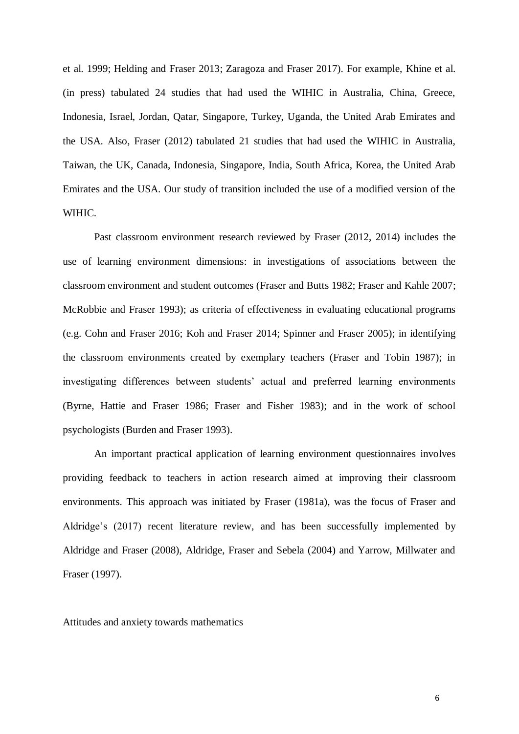et al. 1999; Helding and Fraser 2013; Zaragoza and Fraser 2017). For example, Khine et al. (in press) tabulated 24 studies that had used the WIHIC in Australia, China, Greece, Indonesia, Israel, Jordan, Qatar, Singapore, Turkey, Uganda, the United Arab Emirates and the USA. Also, Fraser (2012) tabulated 21 studies that had used the WIHIC in Australia, Taiwan, the UK, Canada, Indonesia, Singapore, India, South Africa, Korea, the United Arab Emirates and the USA. Our study of transition included the use of a modified version of the WIHIC.

Past classroom environment research reviewed by Fraser (2012, 2014) includes the use of learning environment dimensions: in investigations of associations between the classroom environment and student outcomes (Fraser and Butts 1982; Fraser and Kahle 2007; McRobbie and Fraser 1993); as criteria of effectiveness in evaluating educational programs (e.g. Cohn and Fraser 2016; Koh and Fraser 2014; Spinner and Fraser 2005); in identifying the classroom environments created by exemplary teachers (Fraser and Tobin 1987); in investigating differences between students' actual and preferred learning environments (Byrne, Hattie and Fraser 1986; Fraser and Fisher 1983); and in the work of school psychologists (Burden and Fraser 1993).

An important practical application of learning environment questionnaires involves providing feedback to teachers in action research aimed at improving their classroom environments. This approach was initiated by Fraser (1981a), was the focus of Fraser and Aldridge's (2017) recent literature review, and has been successfully implemented by Aldridge and Fraser (2008), Aldridge, Fraser and Sebela (2004) and Yarrow, Millwater and Fraser (1997).

## Attitudes and anxiety towards mathematics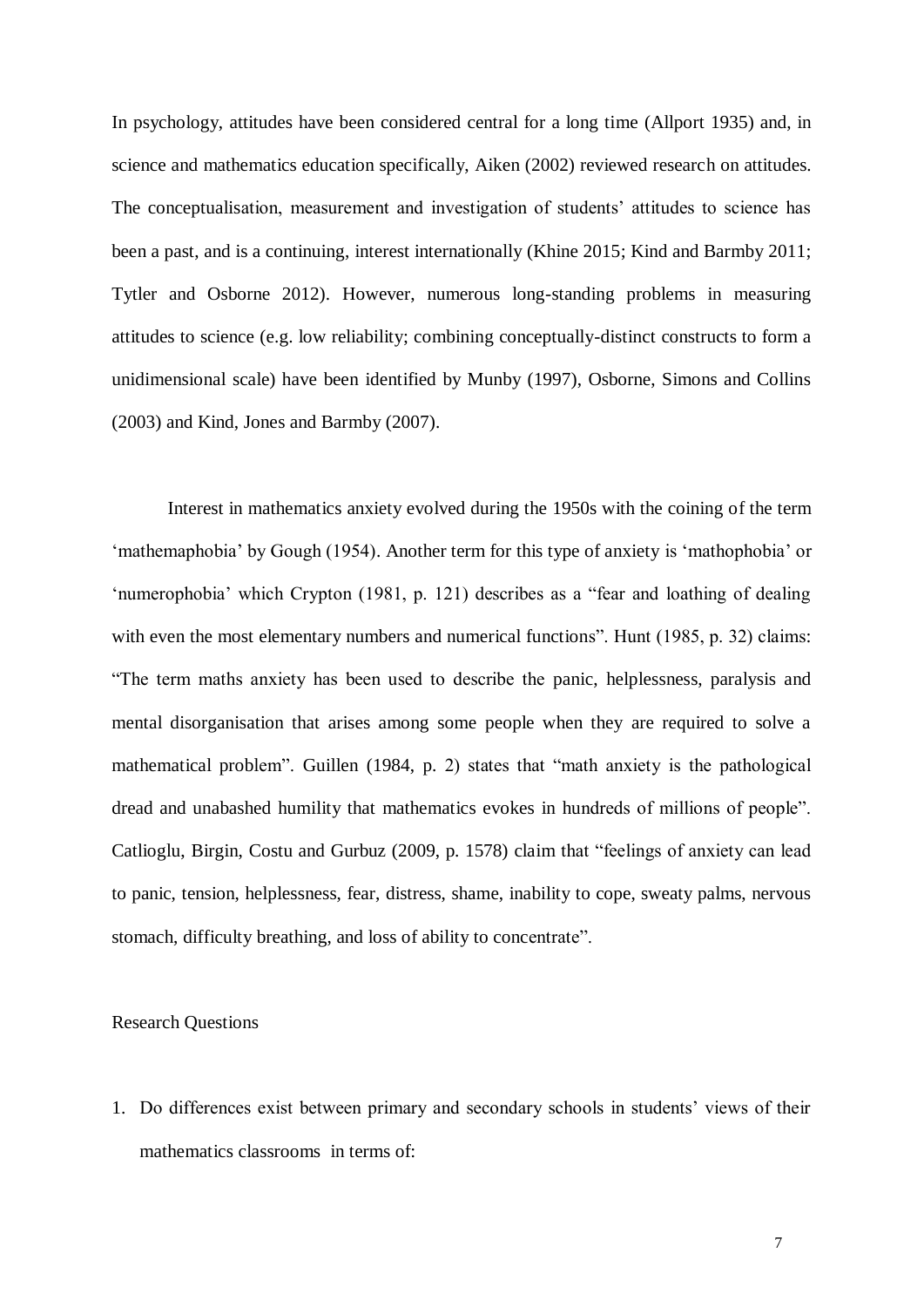In psychology, attitudes have been considered central for a long time (Allport 1935) and, in science and mathematics education specifically, Aiken (2002) reviewed research on attitudes. The conceptualisation, measurement and investigation of students' attitudes to science has been a past, and is a continuing, interest internationally (Khine 2015; Kind and Barmby 2011; Tytler and Osborne 2012). However, numerous long-standing problems in measuring attitudes to science (e.g. low reliability; combining conceptually-distinct constructs to form a unidimensional scale) have been identified by Munby (1997), Osborne, Simons and Collins (2003) and Kind, Jones and Barmby (2007).

Interest in mathematics anxiety evolved during the 1950s with the coining of the term 'mathemaphobia' by Gough (1954). Another term for this type of anxiety is 'mathophobia' or 'numerophobia' which Crypton (1981, p. 121) describes as a "fear and loathing of dealing with even the most elementary numbers and numerical functions". Hunt (1985, p. 32) claims: "The term maths anxiety has been used to describe the panic, helplessness, paralysis and mental disorganisation that arises among some people when they are required to solve a mathematical problem". Guillen (1984, p. 2) states that "math anxiety is the pathological dread and unabashed humility that mathematics evokes in hundreds of millions of people". Catlioglu, Birgin, Costu and Gurbuz (2009, p. 1578) claim that "feelings of anxiety can lead to panic, tension, helplessness, fear, distress, shame, inability to cope, sweaty palms, nervous stomach, difficulty breathing, and loss of ability to concentrate".

Research Questions

1. Do differences exist between primary and secondary schools in students' views of their mathematics classrooms in terms of: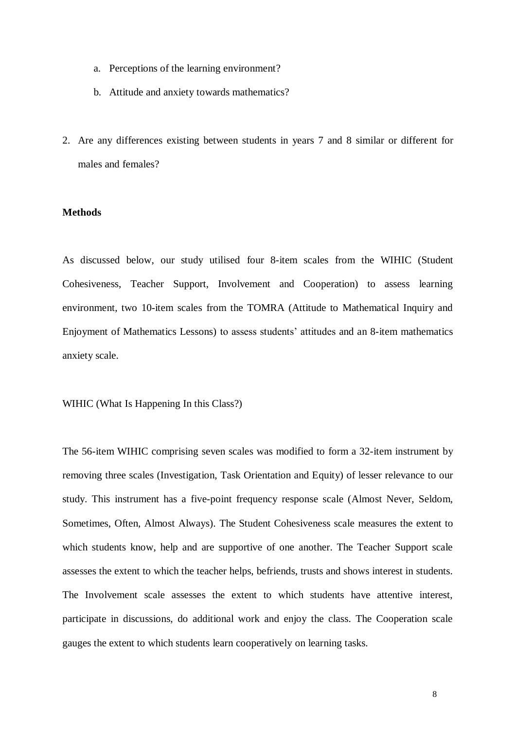a. Perceptions of the learning environment?

   b. Attitude and anxiety towards mathematics?

2. Are any differences existing between students in years 7 and 8 similar or different for males and females?

**Methods**

As discussed below, our study utilised four 8-item scales from the WIHIC (Student Cohesiveness, Teacher Support, Involvement and Cooperation) to assess learning environment, two 10-item scales from the TOMRA (Attitude to Mathematical Inquiry and Enjoyment of Mathematics Lessons) to assess students' attitudes and an 8-item mathematics anxiety scale.

WIHIC (What Is Happening In this Class?)

The 56-item WIHIC comprising seven scales was modified to form a 32-item instrument by removing three scales (Investigation, Task Orientation and Equity) of lesser relevance to our study. This instrument has a five-point frequency response scale (Almost Never, Seldom, Sometimes, Often, Almost Always). The Student Cohesiveness scale measures the extent to which students know, help and are supportive of one another. The Teacher Support scale assesses the extent to which the teacher helps, befriends, trusts and shows interest in students. The Involvement scale assesses the extent to which students have attentive interest, participate in discussions, do additional work and enjoy the class. The Cooperation scale gauges the extent to which students learn cooperatively on learning tasks.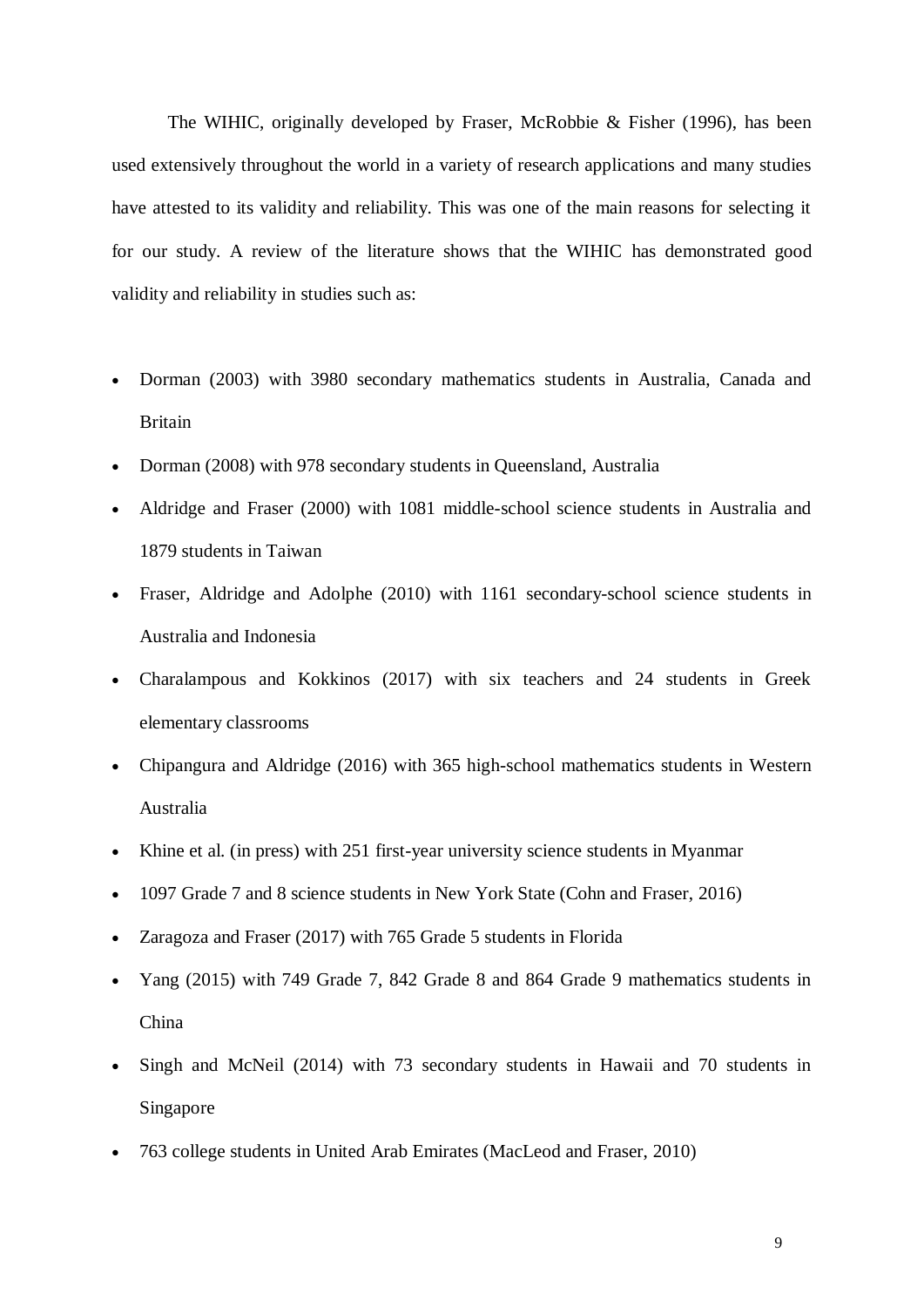The WIHIC, originally developed by Fraser, McRobbie & Fisher (1996), has been used extensively throughout the world in a variety of research applications and many studies have attested to its validity and reliability. This was one of the main reasons for selecting it for our study. A review of the literature shows that the WIHIC has demonstrated good validity and reliability in studies such as:

- Dorman (2003) with 3980 secondary mathematics students in Australia, Canada and Britain
- Dorman (2008) with 978 secondary students in Queensland, Australia
- Aldridge and Fraser (2000) with 1081 middle-school science students in Australia and 1879 students in Taiwan
- Fraser, Aldridge and Adolphe (2010) with 1161 secondary-school science students in Australia and Indonesia
- Charalampous and Kokkinos (2017) with six teachers and 24 students in Greek elementary classrooms
- Chipangura and Aldridge (2016) with 365 high-school mathematics students in Western Australia
- Khine et al. (in press) with 251 first-year university science students in Myanmar
- 1097 Grade 7 and 8 science students in New York State (Cohn and Fraser, 2016)
- Zaragoza and Fraser (2017) with 765 Grade 5 students in Florida
- Yang (2015) with 749 Grade 7, 842 Grade 8 and 864 Grade 9 mathematics students in China
- Singh and McNeil (2014) with 73 secondary students in Hawaii and 70 students in Singapore
- 763 college students in United Arab Emirates (MacLeod and Fraser, 2010)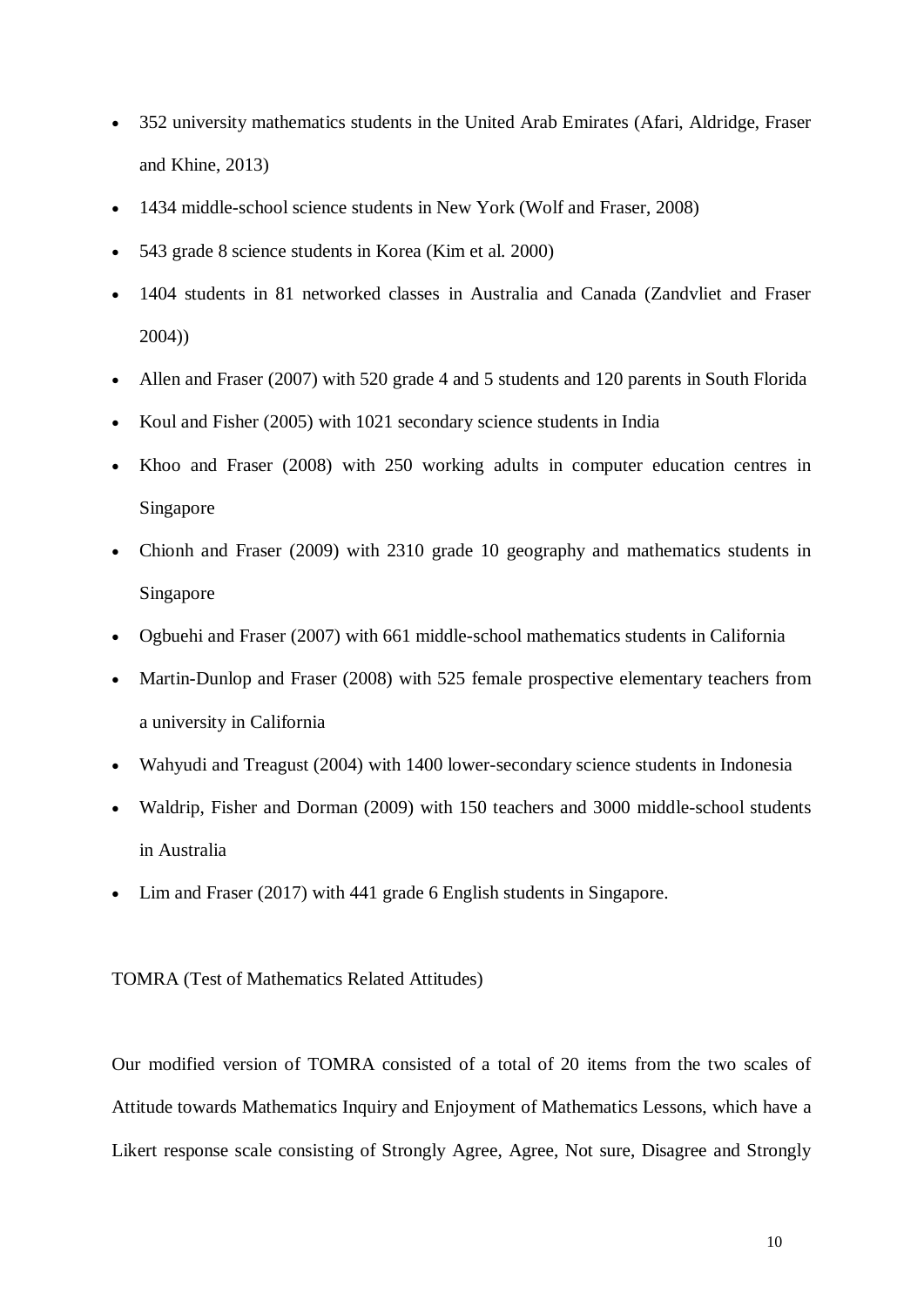- 352 university mathematics students in the United Arab Emirates (Afari, Aldridge, Fraser and Khine, 2013)
- 1434 middle-school science students in New York (Wolf and Fraser, 2008)
- 543 grade 8 science students in Korea (Kim et al. 2000)
- 1404 students in 81 networked classes in Australia and Canada (Zandvliet and Fraser 2004))
- Allen and Fraser (2007) with 520 grade 4 and 5 students and 120 parents in South Florida
- Koul and Fisher (2005) with 1021 secondary science students in India
- Khoo and Fraser (2008) with 250 working adults in computer education centres in Singapore
- Chionh and Fraser (2009) with 2310 grade 10 geography and mathematics students in Singapore
- Ogbuehi and Fraser (2007) with 661 middle-school mathematics students in California
- Martin-Dunlop and Fraser (2008) with 525 female prospective elementary teachers from a university in California
- Wahyudi and Treagust (2004) with 1400 lower-secondary science students in Indonesia
- Waldrip, Fisher and Dorman (2009) with 150 teachers and 3000 middle-school students in Australia
- Lim and Fraser (2017) with 441 grade 6 English students in Singapore.

TOMRA (Test of Mathematics Related Attitudes)

Our modified version of TOMRA consisted of a total of 20 items from the two scales of Attitude towards Mathematics Inquiry and Enjoyment of Mathematics Lessons, which have a Likert response scale consisting of Strongly Agree, Agree, Not sure, Disagree and Strongly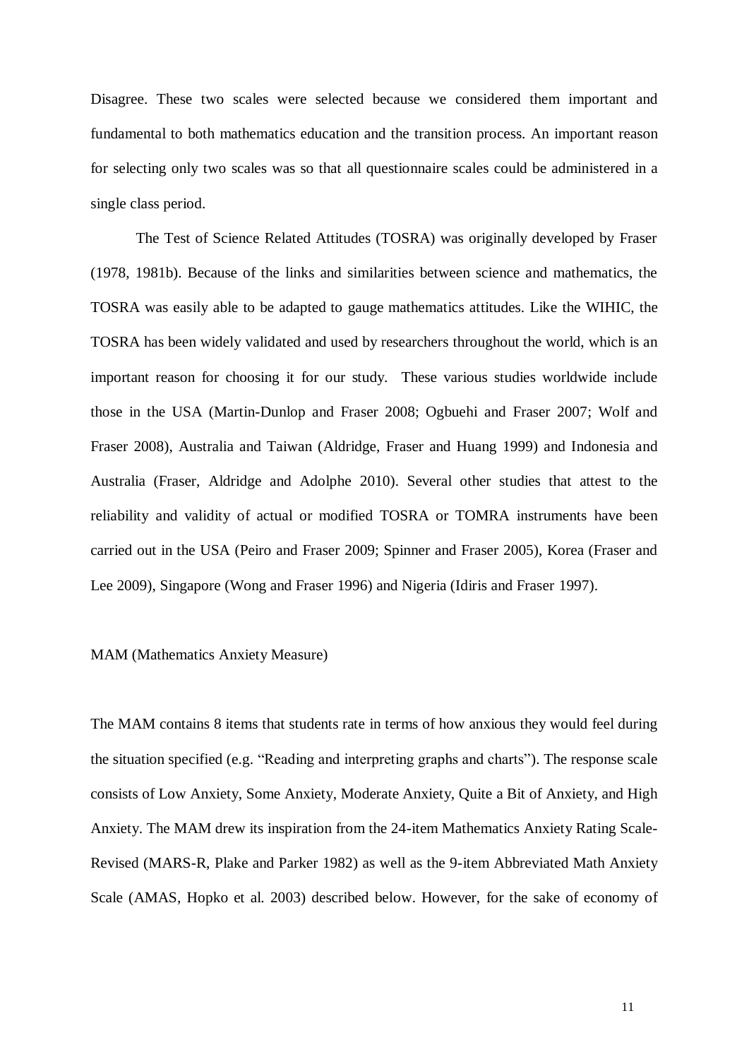Disagree. These two scales were selected because we considered them important and fundamental to both mathematics education and the transition process. An important reason for selecting only two scales was so that all questionnaire scales could be administered in a single class period.

The Test of Science Related Attitudes (TOSRA) was originally developed by Fraser (1978, 1981b). Because of the links and similarities between science and mathematics, the TOSRA was easily able to be adapted to gauge mathematics attitudes. Like the WIHIC, the TOSRA has been widely validated and used by researchers throughout the world, which is an important reason for choosing it for our study. These various studies worldwide include those in the USA (Martin-Dunlop and Fraser 2008; Ogbuehi and Fraser 2007; Wolf and Fraser 2008), Australia and Taiwan (Aldridge, Fraser and Huang 1999) and Indonesia and Australia (Fraser, Aldridge and Adolphe 2010). Several other studies that attest to the reliability and validity of actual or modified TOSRA or TOMRA instruments have been carried out in the USA (Peiro and Fraser 2009; Spinner and Fraser 2005), Korea (Fraser and Lee 2009), Singapore (Wong and Fraser 1996) and Nigeria (Idiris and Fraser 1997).

MAM (Mathematics Anxiety Measure)

The MAM contains 8 items that students rate in terms of how anxious they would feel during the situation specified (e.g. "Reading and interpreting graphs and charts"). The response scale consists of Low Anxiety, Some Anxiety, Moderate Anxiety, Quite a Bit of Anxiety, and High Anxiety. The MAM drew its inspiration from the 24-item Mathematics Anxiety Rating Scale-Revised (MARS-R, Plake and Parker 1982) as well as the 9-item Abbreviated Math Anxiety Scale (AMAS, Hopko et al. 2003) described below. However, for the sake of economy of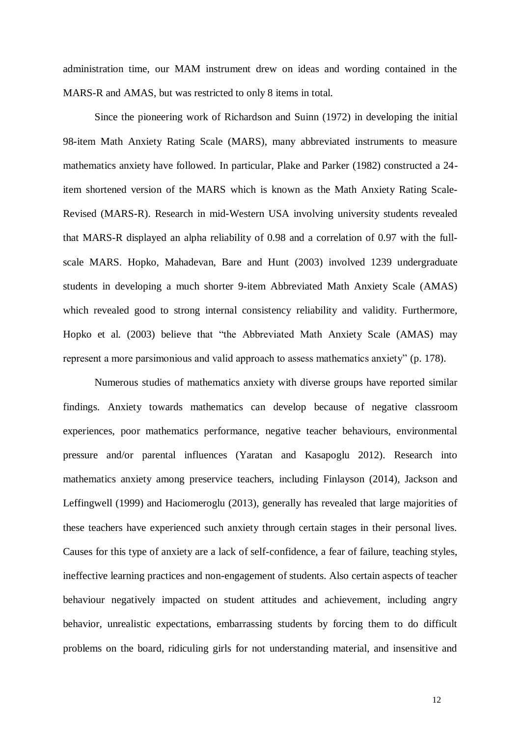administration time, our MAM instrument drew on ideas and wording contained in the MARS-R and AMAS, but was restricted to only 8 items in total.

Since the pioneering work of Richardson and Suinn (1972) in developing the initial 98-item Math Anxiety Rating Scale (MARS), many abbreviated instruments to measure mathematics anxiety have followed. In particular, Plake and Parker (1982) constructed a 24-item shortened version of the MARS which is known as the Math Anxiety Rating Scale-Revised (MARS-R). Research in mid-Western USA involving university students revealed that MARS-R displayed an alpha reliability of 0.98 and a correlation of 0.97 with the full-scale MARS. Hopko, Mahadevan, Bare and Hunt (2003) involved 1239 undergraduate students in developing a much shorter 9-item Abbreviated Math Anxiety Scale (AMAS) which revealed good to strong internal consistency reliability and validity. Furthermore, Hopko et al. (2003) believe that "the Abbreviated Math Anxiety Scale (AMAS) may represent a more parsimonious and valid approach to assess mathematics anxiety" (p. 178).

Numerous studies of mathematics anxiety with diverse groups have reported similar findings. Anxiety towards mathematics can develop because of negative classroom experiences, poor mathematics performance, negative teacher behaviours, environmental pressure and/or parental influences (Yaratan and Kasapoglu 2012). Research into mathematics anxiety among preservice teachers, including Finlayson (2014), Jackson and Leffingwell (1999) and Haciomeroglu (2013), generally has revealed that large majorities of these teachers have experienced such anxiety through certain stages in their personal lives. Causes for this type of anxiety are a lack of self-confidence, a fear of failure, teaching styles, ineffective learning practices and non-engagement of students. Also certain aspects of teacher behaviour negatively impacted on student attitudes and achievement, including angry behavior, unrealistic expectations, embarrassing students by forcing them to do difficult problems on the board, ridiculing girls for not understanding material, and insensitive and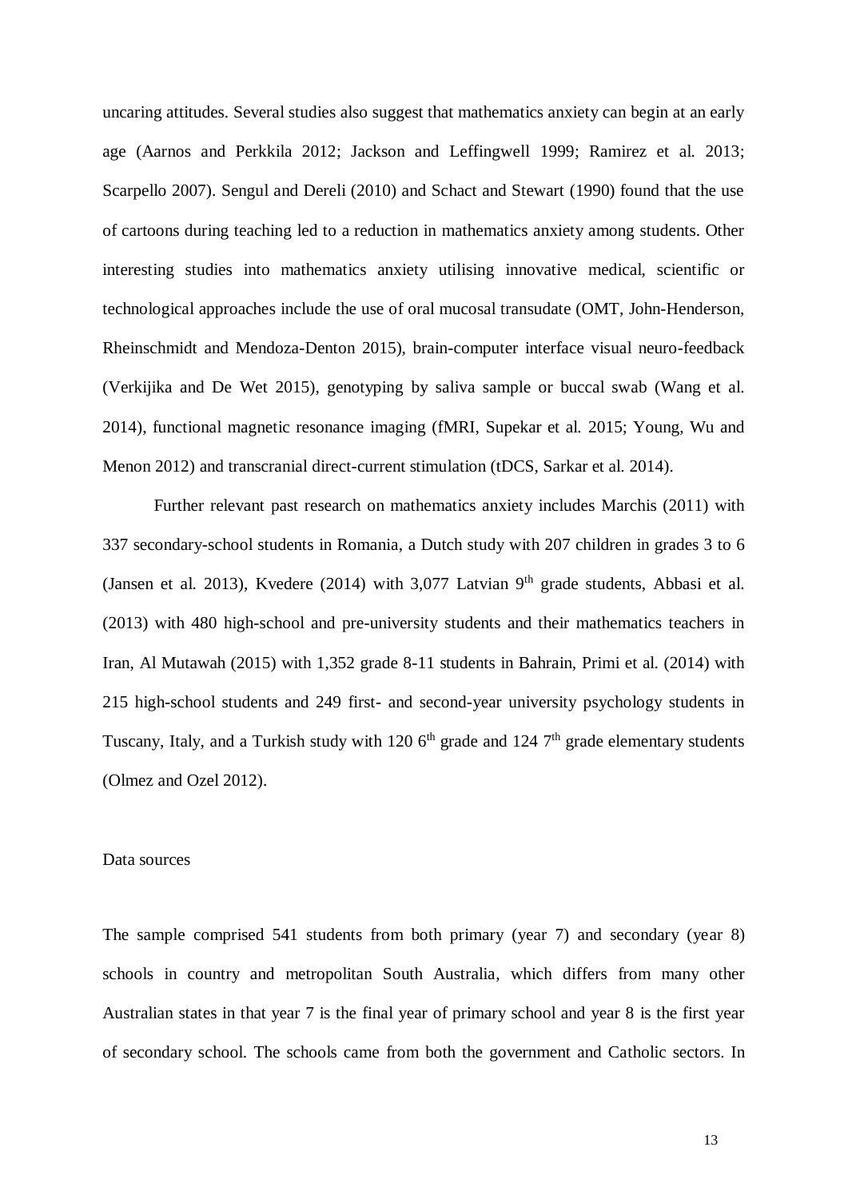uncaring attitudes. Several studies also suggest that mathematics anxiety can begin at an early age (Aarnos and Perkkila 2012; Jackson and Leffingwell 1999; Ramirez et al. 2013; Scarpello 2007). Sengul and Dereli (2010) and Schact and Stewart (1990) found that the use of cartoons during teaching led to a reduction in mathematics anxiety among students. Other interesting studies into mathematics anxiety utilising innovative medical, scientific or technological approaches include the use of oral mucosal transudate (OMT, John-Henderson, Rheinschmidt and Mendoza-Denton 2015), brain-computer interface visual neuro-feedback (Verkijika and De Wet 2015), genotyping by saliva sample or buccal swab (Wang et al. 2014), functional magnetic resonance imaging (fMRI, Supekar et al. 2015; Young, Wu and Menon 2012) and transcranial direct-current stimulation (tDCS, Sarkar et al. 2014).

Further relevant past research on mathematics anxiety includes Marchis (2011) with 337 secondary-school students in Romania, a Dutch study with 207 children in grades 3 to 6 (Jansen et al. 2013), Kvedere (2014) with 3,077 Latvian 9th grade students, Abbasi et al. (2013) with 480 high-school and pre-university students and their mathematics teachers in Iran, Al Mutawah (2015) with 1,352 grade 8-11 students in Bahrain, Primi et al. (2014) with 215 high-school students and 249 first- and second-year university psychology students in Tuscany, Italy, and a Turkish study with 120 6th grade and 124 7th grade elementary students (Olmez and Ozel 2012).

## Data sources

The sample comprised 541 students from both primary (year 7) and secondary (year 8) schools in country and metropolitan South Australia, which differs from many other Australian states in that year 7 is the final year of primary school and year 8 is the first year of secondary school. The schools came from both the government and Catholic sectors. In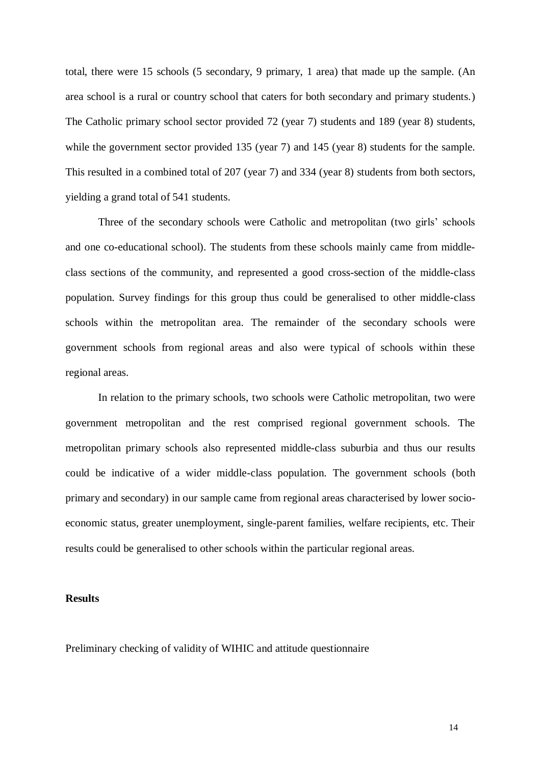total, there were 15 schools (5 secondary, 9 primary, 1 area) that made up the sample. (An area school is a rural or country school that caters for both secondary and primary students.) The Catholic primary school sector provided 72 (year 7) students and 189 (year 8) students, while the government sector provided 135 (year 7) and 145 (year 8) students for the sample. This resulted in a combined total of 207 (year 7) and 334 (year 8) students from both sectors, yielding a grand total of 541 students.

Three of the secondary schools were Catholic and metropolitan (two girls' schools and one co-educational school). The students from these schools mainly came from middle-class sections of the community, and represented a good cross-section of the middle-class population. Survey findings for this group thus could be generalised to other middle-class schools within the metropolitan area. The remainder of the secondary schools were government schools from regional areas and also were typical of schools within these regional areas.

In relation to the primary schools, two schools were Catholic metropolitan, two were government metropolitan and the rest comprised regional government schools. The metropolitan primary schools also represented middle-class suburbia and thus our results could be indicative of a wider middle-class population. The government schools (both primary and secondary) in our sample came from regional areas characterised by lower socio-economic status, greater unemployment, single-parent families, welfare recipients, etc. Their results could be generalised to other schools within the particular regional areas.

## Results

### Preliminary checking of validity of WIHIC and attitude questionnaire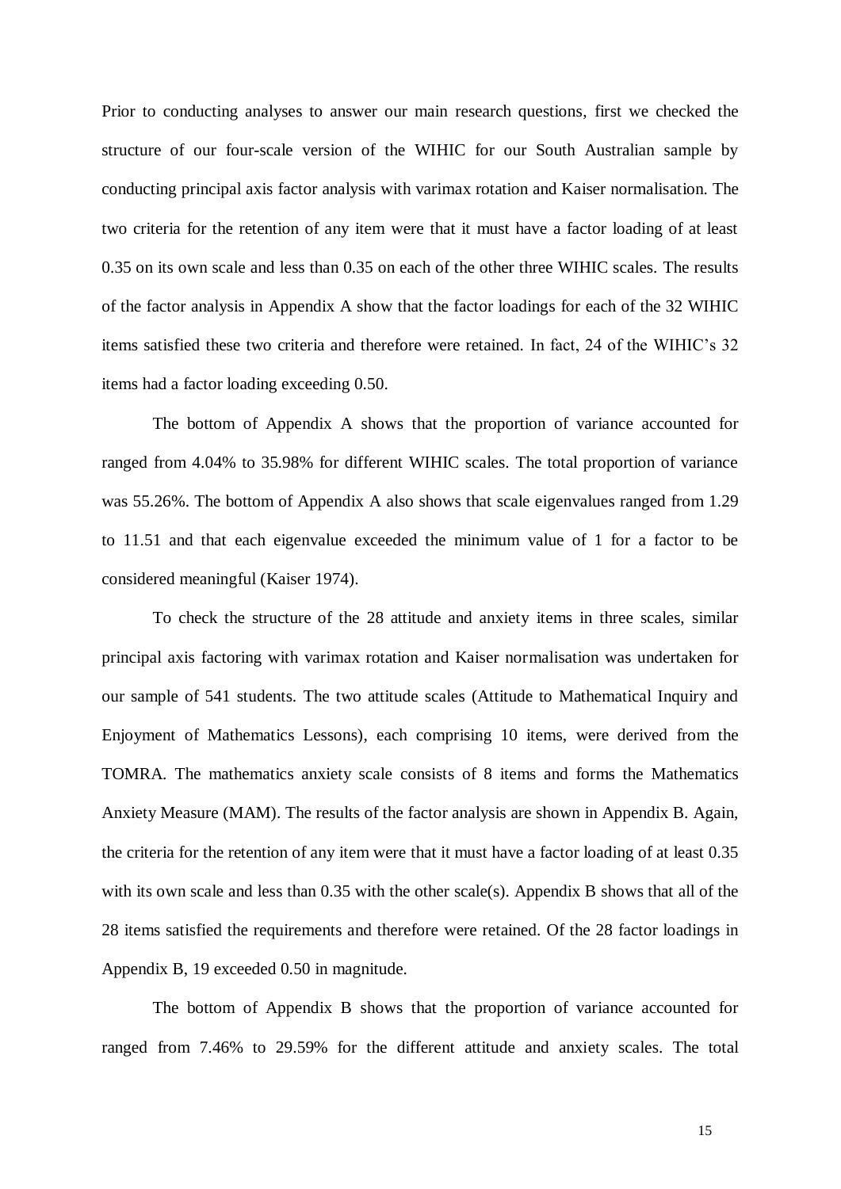Prior to conducting analyses to answer our main research questions, first we checked the structure of our four-scale version of the WIHIC for our South Australian sample by conducting principal axis factor analysis with varimax rotation and Kaiser normalisation. The two criteria for the retention of any item were that it must have a factor loading of at least 0.35 on its own scale and less than 0.35 on each of the other three WIHIC scales. The results of the factor analysis in Appendix A show that the factor loadings for each of the 32 WIHIC items satisfied these two criteria and therefore were retained. In fact, 24 of the WIHIC's 32 items had a factor loading exceeding 0.50.

The bottom of Appendix A shows that the proportion of variance accounted for ranged from 4.04% to 35.98% for different WIHIC scales. The total proportion of variance was 55.26%. The bottom of Appendix A also shows that scale eigenvalues ranged from 1.29 to 11.51 and that each eigenvalue exceeded the minimum value of 1 for a factor to be considered meaningful (Kaiser 1974).

To check the structure of the 28 attitude and anxiety items in three scales, similar principal axis factoring with varimax rotation and Kaiser normalisation was undertaken for our sample of 541 students. The two attitude scales (Attitude to Mathematical Inquiry and Enjoyment of Mathematics Lessons), each comprising 10 items, were derived from the TOMRA. The mathematics anxiety scale consists of 8 items and forms the Mathematics Anxiety Measure (MAM). The results of the factor analysis are shown in Appendix B. Again, the criteria for the retention of any item were that it must have a factor loading of at least 0.35 with its own scale and less than 0.35 with the other scale(s). Appendix B shows that all of the 28 items satisfied the requirements and therefore were retained. Of the 28 factor loadings in Appendix B, 19 exceeded 0.50 in magnitude.

The bottom of Appendix B shows that the proportion of variance accounted for ranged from 7.46% to 29.59% for the different attitude and anxiety scales. The total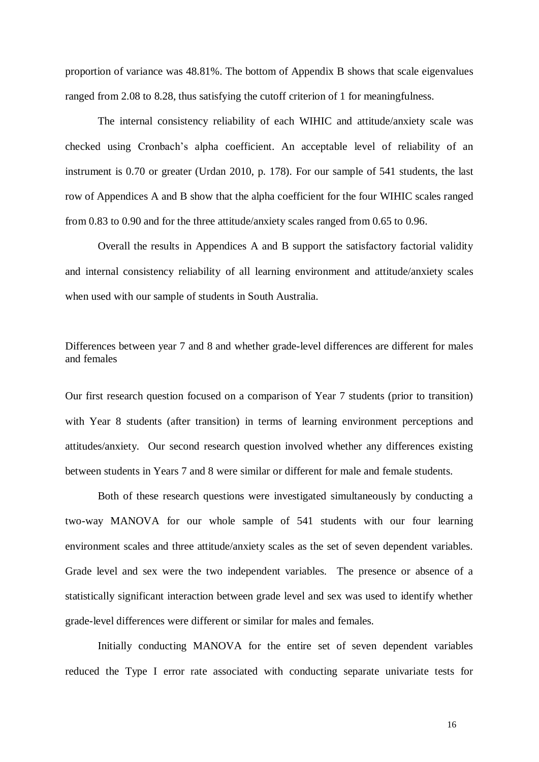proportion of variance was 48.81%. The bottom of Appendix B shows that scale eigenvalues ranged from 2.08 to 8.28, thus satisfying the cutoff criterion of 1 for meaningfulness.

The internal consistency reliability of each WIHIC and attitude/anxiety scale was checked using Cronbach's alpha coefficient. An acceptable level of reliability of an instrument is 0.70 or greater (Urdan 2010, p. 178). For our sample of 541 students, the last row of Appendices A and B show that the alpha coefficient for the four WIHIC scales ranged from 0.83 to 0.90 and for the three attitude/anxiety scales ranged from 0.65 to 0.96.

Overall the results in Appendices A and B support the satisfactory factorial validity and internal consistency reliability of all learning environment and attitude/anxiety scales when used with our sample of students in South Australia.

## Differences between year 7 and 8 and whether grade-level differences are different for males and females

Our first research question focused on a comparison of Year 7 students (prior to transition) with Year 8 students (after transition) in terms of learning environment perceptions and attitudes/anxiety. Our second research question involved whether any differences existing between students in Years 7 and 8 were similar or different for male and female students.

Both of these research questions were investigated simultaneously by conducting a two-way MANOVA for our whole sample of 541 students with our four learning environment scales and three attitude/anxiety scales as the set of seven dependent variables. Grade level and sex were the two independent variables. The presence or absence of a statistically significant interaction between grade level and sex was used to identify whether grade-level differences were different or similar for males and females.

Initially conducting MANOVA for the entire set of seven dependent variables reduced the Type I error rate associated with conducting separate univariate tests for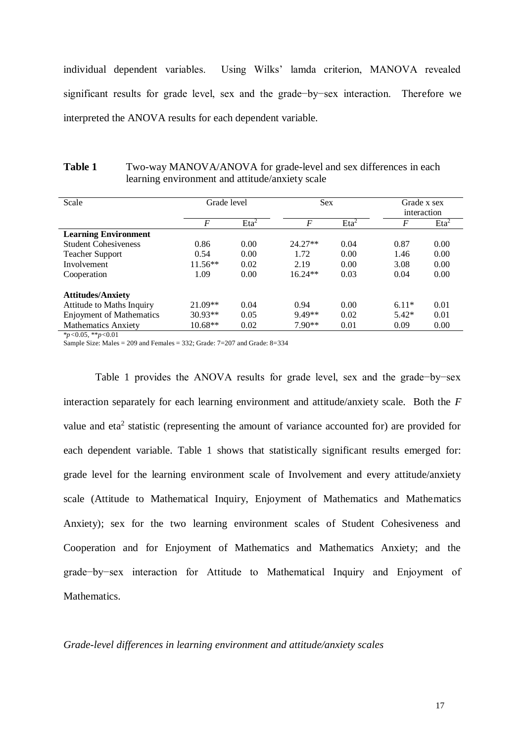individual dependent variables. Using Wilks' lamda criterion, MANOVA revealed significant results for grade level, sex and the grade−by−sex interaction. Therefore we interpreted the ANOVA results for each dependent variable.

**Table 1** Two-way MANOVA/ANOVA for grade-level and sex differences in each learning environment and attitude/anxiety scale

| Scale | Grade level | | Sex | | Grade x sex interaction | |
|---|---|---|---|---|---|---|
| | *F* | $Eta^2$ | *F* | $Eta^2$ | *F* | $Eta^2$ |
| **Learning Environment** | | | | | | |
| Student Cohesiveness | 0.86 | 0.00 | 24.27** | 0.04 | 0.87 | 0.00 |
| Teacher Support | 0.54 | 0.00 | 1.72 | 0.00 | 1.46 | 0.00 |
| Involvement | 11.56** | 0.02 | 2.19 | 0.00 | 3.08 | 0.00 |
| Cooperation | 1.09 | 0.00 | 16.24** | 0.03 | 0.04 | 0.00 |
| **Attitudes/Anxiety** | | | | | | |
| Attitude to Maths Inquiry | 21.09** | 0.04 | 0.94 | 0.00 | 6.11* | 0.01 |
| Enjoyment of Mathematics | 30.93** | 0.05 | 9.49** | 0.02 | 5.42* | 0.01 |
| Mathematics Anxiety | 10.68** | 0.02 | 7.90** | 0.01 | 0.09 | 0.00 |

*$p<0.05$, **$p<0.01$

Sample Size: Males = 209 and Females = 332; Grade: 7=207 and Grade: 8=334

Table 1 provides the ANOVA results for grade level, sex and the grade−by−sex interaction separately for each learning environment and attitude/anxiety scale. Both the *F* value and $eta^2$ statistic (representing the amount of variance accounted for) are provided for each dependent variable. Table 1 shows that statistically significant results emerged for: grade level for the learning environment scale of Involvement and every attitude/anxiety scale (Attitude to Mathematical Inquiry, Enjoyment of Mathematics and Mathematics Anxiety); sex for the two learning environment scales of Student Cohesiveness and Cooperation and for Enjoyment of Mathematics and Mathematics Anxiety; and the grade−by−sex interaction for Attitude to Mathematical Inquiry and Enjoyment of Mathematics.

*Grade-level differences in learning environment and attitude/anxiety scales*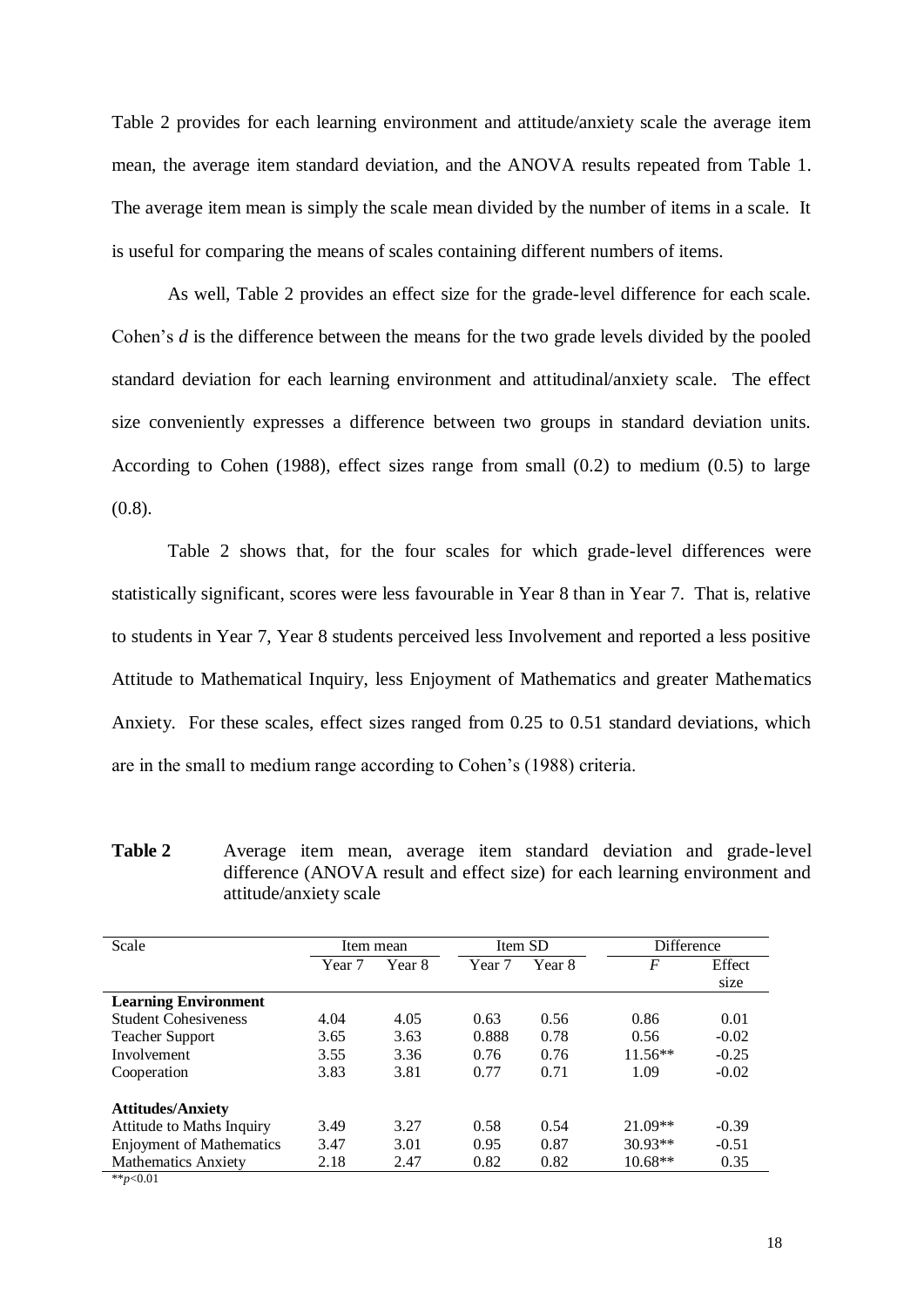Table 2 provides for each learning environment and attitude/anxiety scale the average item mean, the average item standard deviation, and the ANOVA results repeated from Table 1. The average item mean is simply the scale mean divided by the number of items in a scale. It is useful for comparing the means of scales containing different numbers of items.

As well, Table 2 provides an effect size for the grade-level difference for each scale. Cohen's *d* is the difference between the means for the two grade levels divided by the pooled standard deviation for each learning environment and attitudinal/anxiety scale. The effect size conveniently expresses a difference between two groups in standard deviation units. According to Cohen (1988), effect sizes range from small (0.2) to medium (0.5) to large (0.8).

Table 2 shows that, for the four scales for which grade-level differences were statistically significant, scores were less favourable in Year 8 than in Year 7. That is, relative to students in Year 7, Year 8 students perceived less Involvement and reported a less positive Attitude to Mathematical Inquiry, less Enjoyment of Mathematics and greater Mathematics Anxiety. For these scales, effect sizes ranged from 0.25 to 0.51 standard deviations, which are in the small to medium range according to Cohen's (1988) criteria.

**Table 2** Average item mean, average item standard deviation and grade-level difference (ANOVA result and effect size) for each learning environment and attitude/anxiety scale

| Scale | Item mean | | Item SD | | Difference | |
|---|---|---|---|---|---|---|
| | Year 7 | Year 8 | Year 7 | Year 8 | $F$ | Effect size |
| **Learning Environment** | | | | | | |
| Student Cohesiveness | 4.04 | 4.05 | 0.63 | 0.56 | 0.86 | 0.01 |
| Teacher Support | 3.65 | 3.63 | 0.888 | 0.78 | 0.56 | -0.02 |
| Involvement | 3.55 | 3.36 | 0.76 | 0.76 | 11.56** | -0.25 |
| Cooperation | 3.83 | 3.81 | 0.77 | 0.71 | 1.09 | -0.02 |
| **Attitudes/Anxiety** | | | | | | |
| Attitude to Maths Inquiry | 3.49 | 3.27 | 0.58 | 0.54 | 21.09** | -0.39 |
| Enjoyment of Mathematics | 3.47 | 3.01 | 0.95 | 0.87 | 30.93** | -0.51 |
| Mathematics Anxiety | 2.18 | 2.47 | 0.82 | 0.82 | 10.68** | 0.35 |

**$p<0.01$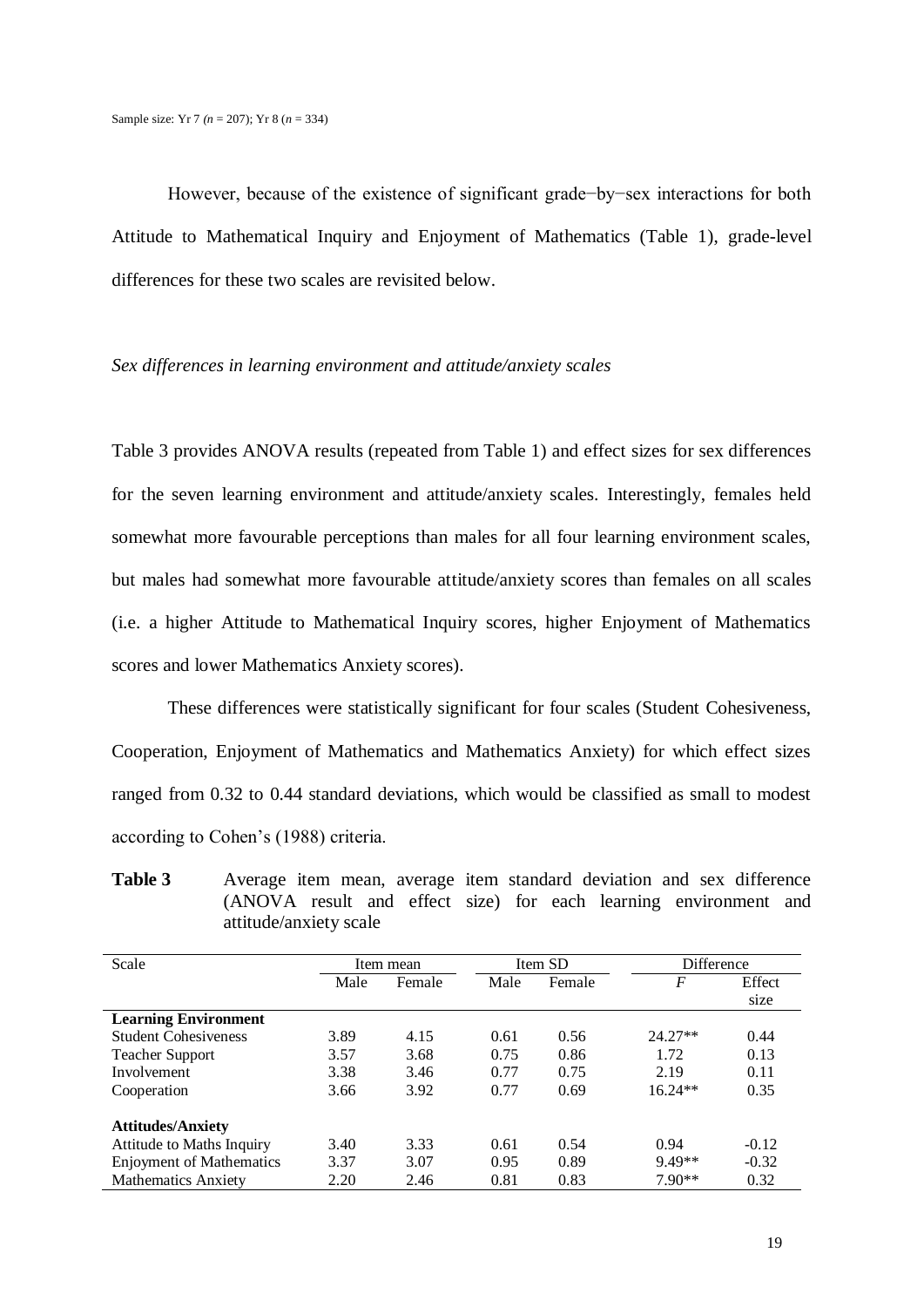Sample size: Yr 7 ($n$ = 207); Yr 8 ($n$ = 334)

However, because of the existence of significant grade−by−sex interactions for both Attitude to Mathematical Inquiry and Enjoyment of Mathematics (Table 1), grade-level differences for these two scales are revisited below.

*Sex differences in learning environment and attitude/anxiety scales*

Table 3 provides ANOVA results (repeated from Table 1) and effect sizes for sex differences for the seven learning environment and attitude/anxiety scales. Interestingly, females held somewhat more favourable perceptions than males for all four learning environment scales, but males had somewhat more favourable attitude/anxiety scores than females on all scales (i.e. a higher Attitude to Mathematical Inquiry scores, higher Enjoyment of Mathematics scores and lower Mathematics Anxiety scores).

These differences were statistically significant for four scales (Student Cohesiveness, Cooperation, Enjoyment of Mathematics and Mathematics Anxiety) for which effect sizes ranged from 0.32 to 0.44 standard deviations, which would be classified as small to modest according to Cohen's (1988) criteria.

**Table 3** Average item mean, average item standard deviation and sex difference (ANOVA result and effect size) for each learning environment and attitude/anxiety scale

| Scale | Item mean | | Item SD | | Difference | |
|---|---|---|---|---|---|---|
| | Male | Female | Male | Female | $F$ | Effect size |
| **Learning Environment** | | | | | | |
| Student Cohesiveness | 3.89 | 4.15 | 0.61 | 0.56 | 24.27** | 0.44 |
| Teacher Support | 3.57 | 3.68 | 0.75 | 0.86 | 1.72 | 0.13 |
| Involvement | 3.38 | 3.46 | 0.77 | 0.75 | 2.19 | 0.11 |
| Cooperation | 3.66 | 3.92 | 0.77 | 0.69 | 16.24** | 0.35 |
| **Attitudes/Anxiety** | | | | | | |
| Attitude to Maths Inquiry | 3.40 | 3.33 | 0.61 | 0.54 | 0.94 | -0.12 |
| Enjoyment of Mathematics | 3.37 | 3.07 | 0.95 | 0.89 | 9.49** | -0.32 |
| Mathematics Anxiety | 2.20 | 2.46 | 0.81 | 0.83 | 7.90** | 0.32 |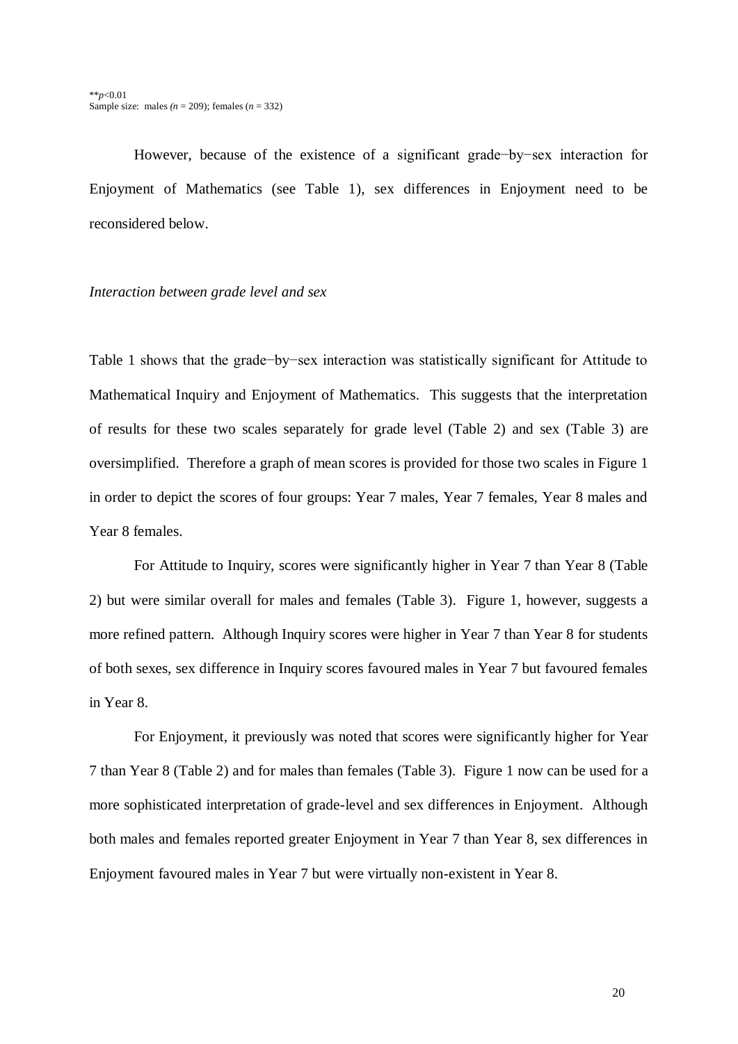$^{**}p<0.01$
Sample size: males ($n$ = 209); females ($n$ = 332)

However, because of the existence of a significant grade−by−sex interaction for Enjoyment of Mathematics (see Table 1), sex differences in Enjoyment need to be reconsidered below.

*Interaction between grade level and sex*

Table 1 shows that the grade−by−sex interaction was statistically significant for Attitude to Mathematical Inquiry and Enjoyment of Mathematics. This suggests that the interpretation of results for these two scales separately for grade level (Table 2) and sex (Table 3) are oversimplified. Therefore a graph of mean scores is provided for those two scales in Figure 1 in order to depict the scores of four groups: Year 7 males, Year 7 females, Year 8 males and Year 8 females.

For Attitude to Inquiry, scores were significantly higher in Year 7 than Year 8 (Table 2) but were similar overall for males and females (Table 3). Figure 1, however, suggests a more refined pattern. Although Inquiry scores were higher in Year 7 than Year 8 for students of both sexes, sex difference in Inquiry scores favoured males in Year 7 but favoured females in Year 8.

For Enjoyment, it previously was noted that scores were significantly higher for Year 7 than Year 8 (Table 2) and for males than females (Table 3). Figure 1 now can be used for a more sophisticated interpretation of grade-level and sex differences in Enjoyment. Although both males and females reported greater Enjoyment in Year 7 than Year 8, sex differences in Enjoyment favoured males in Year 7 but were virtually non-existent in Year 8.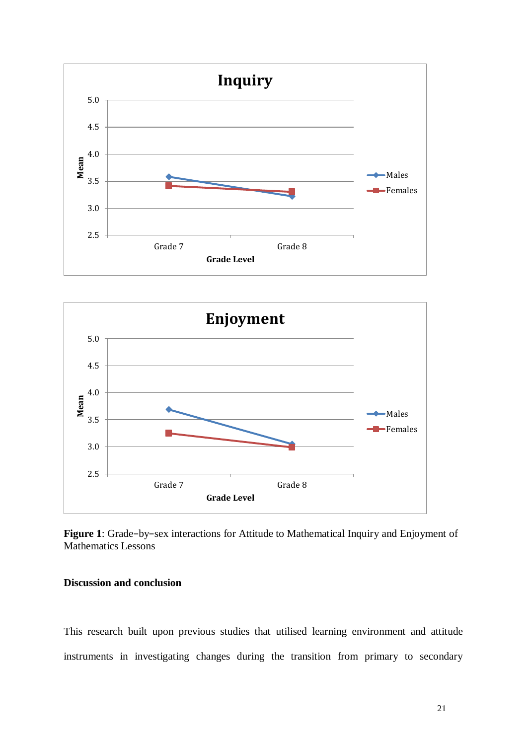**Figure 1**: Grade–by–sex interactions for Attitude to Mathematical Inquiry and Enjoyment of Mathematics Lessons

**Discussion and conclusion**

This research built upon previous studies that utilised learning environment and attitude instruments in investigating changes during the transition from primary to secondary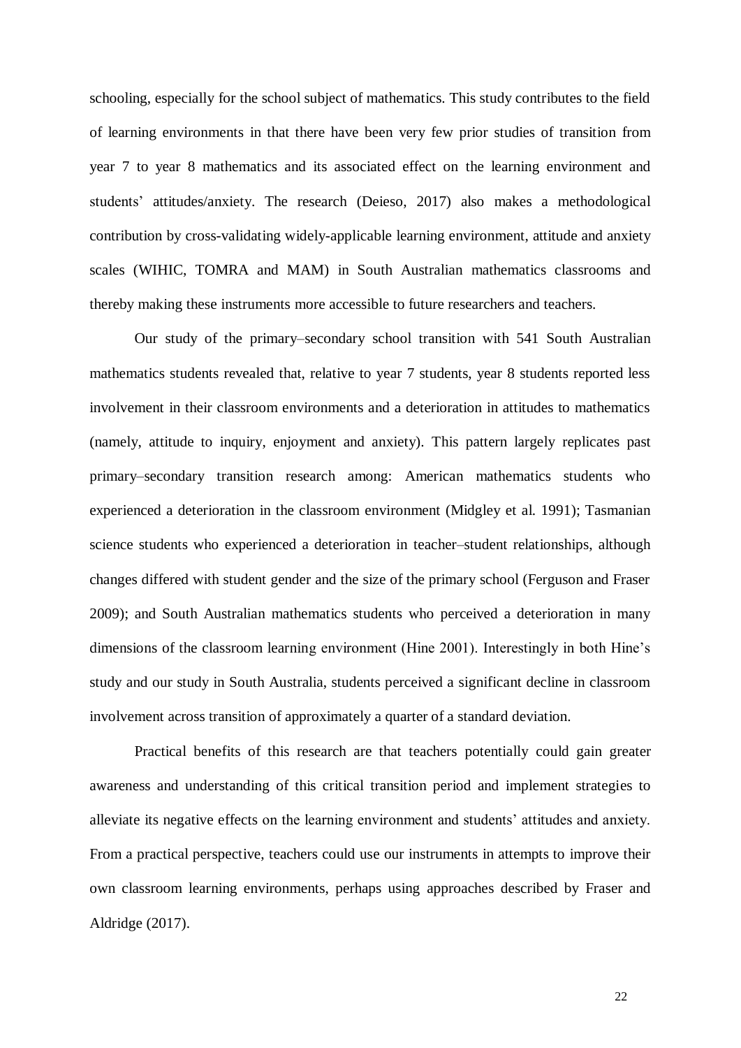schooling, especially for the school subject of mathematics. This study contributes to the field of learning environments in that there have been very few prior studies of transition from year 7 to year 8 mathematics and its associated effect on the learning environment and students' attitudes/anxiety. The research (Deieso, 2017) also makes a methodological contribution by cross-validating widely-applicable learning environment, attitude and anxiety scales (WIHIC, TOMRA and MAM) in South Australian mathematics classrooms and thereby making these instruments more accessible to future researchers and teachers.

Our study of the primary–secondary school transition with 541 South Australian mathematics students revealed that, relative to year 7 students, year 8 students reported less involvement in their classroom environments and a deterioration in attitudes to mathematics (namely, attitude to inquiry, enjoyment and anxiety). This pattern largely replicates past primary–secondary transition research among: American mathematics students who experienced a deterioration in the classroom environment (Midgley et al. 1991); Tasmanian science students who experienced a deterioration in teacher–student relationships, although changes differed with student gender and the size of the primary school (Ferguson and Fraser 2009); and South Australian mathematics students who perceived a deterioration in many dimensions of the classroom learning environment (Hine 2001). Interestingly in both Hine's study and our study in South Australia, students perceived a significant decline in classroom involvement across transition of approximately a quarter of a standard deviation.

Practical benefits of this research are that teachers potentially could gain greater awareness and understanding of this critical transition period and implement strategies to alleviate its negative effects on the learning environment and students' attitudes and anxiety. From a practical perspective, teachers could use our instruments in attempts to improve their own classroom learning environments, perhaps using approaches described by Fraser and Aldridge (2017).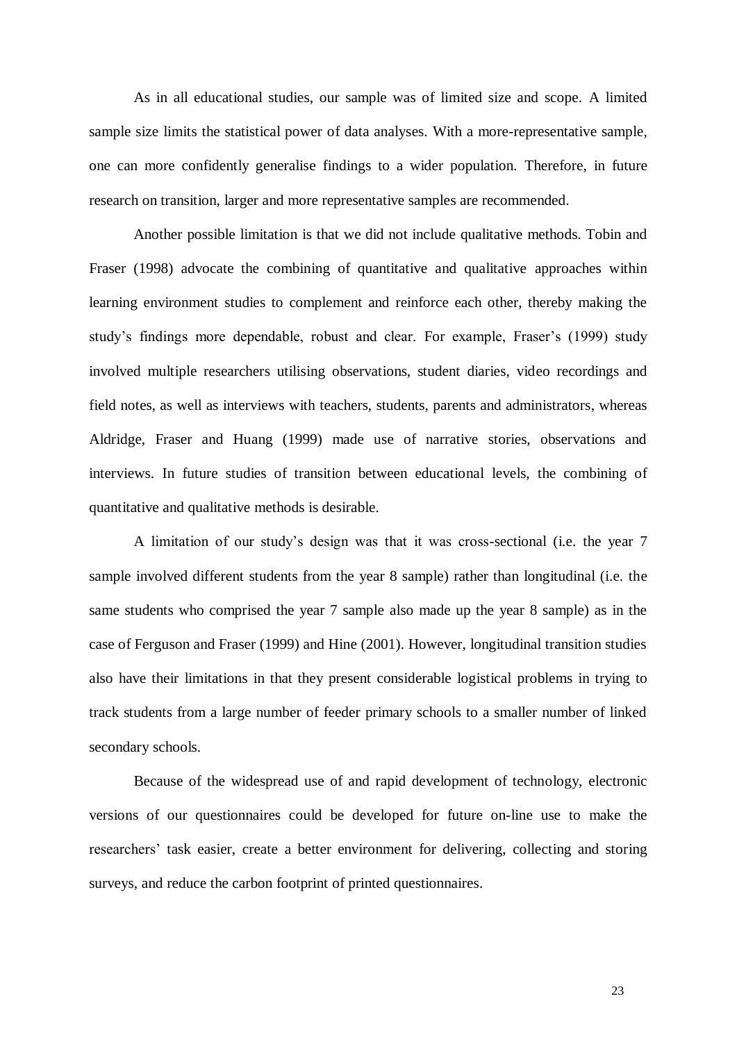As in all educational studies, our sample was of limited size and scope. A limited sample size limits the statistical power of data analyses. With a more-representative sample, one can more confidently generalise findings to a wider population. Therefore, in future research on transition, larger and more representative samples are recommended.

Another possible limitation is that we did not include qualitative methods. Tobin and Fraser (1998) advocate the combining of quantitative and qualitative approaches within learning environment studies to complement and reinforce each other, thereby making the study's findings more dependable, robust and clear. For example, Fraser's (1999) study involved multiple researchers utilising observations, student diaries, video recordings and field notes, as well as interviews with teachers, students, parents and administrators, whereas Aldridge, Fraser and Huang (1999) made use of narrative stories, observations and interviews. In future studies of transition between educational levels, the combining of quantitative and qualitative methods is desirable.

A limitation of our study's design was that it was cross-sectional (i.e. the year 7 sample involved different students from the year 8 sample) rather than longitudinal (i.e. the same students who comprised the year 7 sample also made up the year 8 sample) as in the case of Ferguson and Fraser (1999) and Hine (2001). However, longitudinal transition studies also have their limitations in that they present considerable logistical problems in trying to track students from a large number of feeder primary schools to a smaller number of linked secondary schools.

Because of the widespread use of and rapid development of technology, electronic versions of our questionnaires could be developed for future on-line use to make the researchers' task easier, create a better environment for delivering, collecting and storing surveys, and reduce the carbon footprint of printed questionnaires.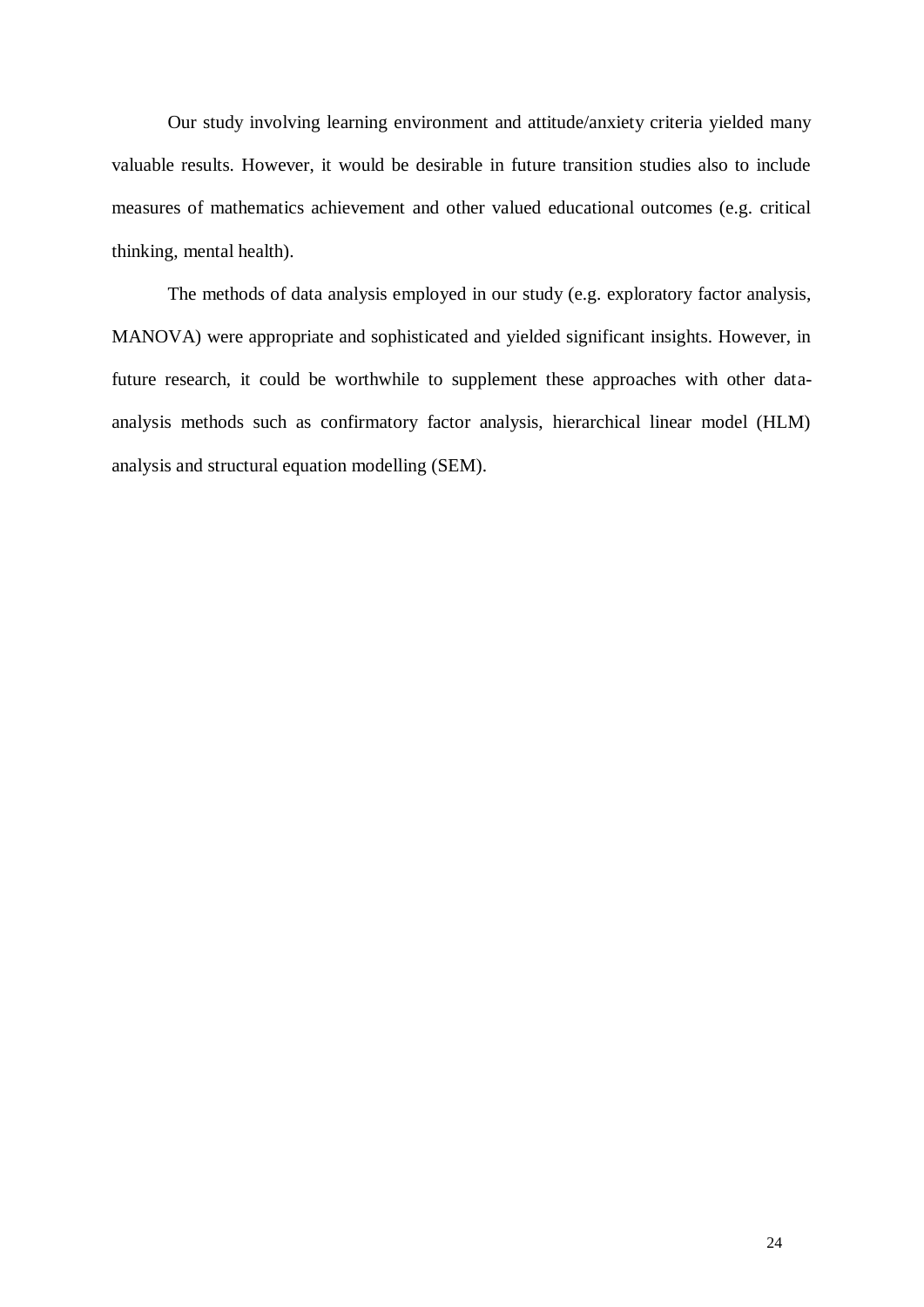Our study involving learning environment and attitude/anxiety criteria yielded many valuable results. However, it would be desirable in future transition studies also to include measures of mathematics achievement and other valued educational outcomes (e.g. critical thinking, mental health).

The methods of data analysis employed in our study (e.g. exploratory factor analysis, MANOVA) were appropriate and sophisticated and yielded significant insights. However, in future research, it could be worthwhile to supplement these approaches with other data-analysis methods such as confirmatory factor analysis, hierarchical linear model (HLM) analysis and structural equation modelling (SEM).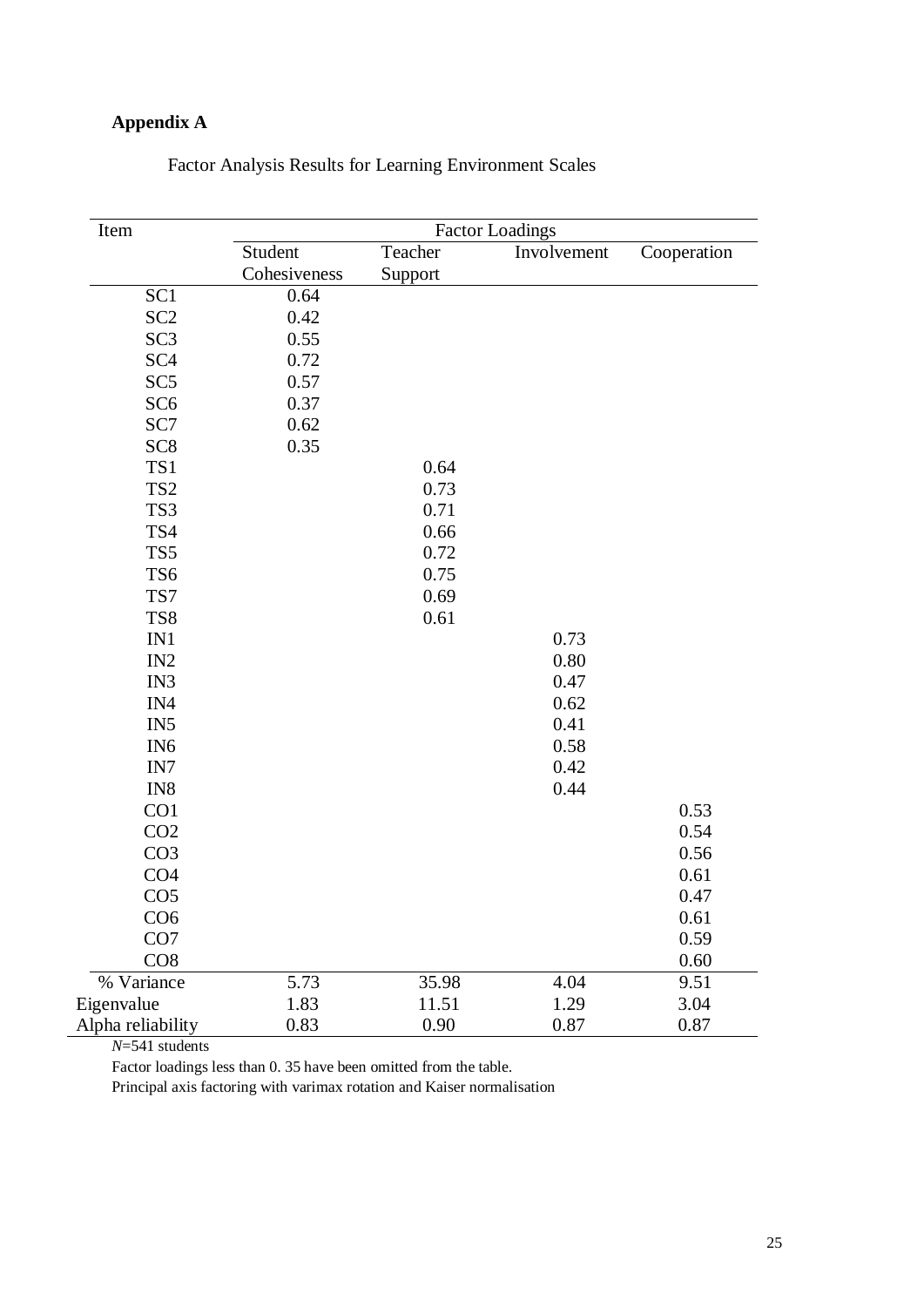**Appendix A**

Factor Analysis Results for Learning Environment Scales

| Item | Factor Loadings | | | |
|---|---|---|---|---|
| | Student Cohesiveness | Teacher Support | Involvement | Cooperation |
| SC1 | 0.64 | | | |
| SC2 | 0.42 | | | |
| SC3 | 0.55 | | | |
| SC4 | 0.72 | | | |
| SC5 | 0.57 | | | |
| SC6 | 0.37 | | | |
| SC7 | 0.62 | | | |
| SC8 | 0.35 | | | |
| TS1 | | 0.64 | | |
| TS2 | | 0.73 | | |
| TS3 | | 0.71 | | |
| TS4 | | 0.66 | | |
| TS5 | | 0.72 | | |
| TS6 | | 0.75 | | |
| TS7 | | 0.69 | | |
| TS8 | | 0.61 | | |
| IN1 | | | 0.73 | |
| IN2 | | | 0.80 | |
| IN3 | | | 0.47 | |
| IN4 | | | 0.62 | |
| IN5 | | | 0.41 | |
| IN6 | | | 0.58 | |
| IN7 | | | 0.42 | |
| IN8 | | | 0.44 | |
| CO1 | | | | 0.53 |
| CO2 | | | | 0.54 |
| CO3 | | | | 0.56 |
| CO4 | | | | 0.61 |
| CO5 | | | | 0.47 |
| CO6 | | | | 0.61 |
| CO7 | | | | 0.59 |
| CO8 | | | | 0.60 |
| % Variance | 5.73 | 35.98 | 4.04 | 9.51 |
| Eigenvalue | 1.83 | 11.51 | 1.29 | 3.04 |
| Alpha reliability | 0.83 | 0.90 | 0.87 | 0.87 |

*N*=541 students

Factor loadings less than 0. 35 have been omitted from the table.

Principal axis factoring with varimax rotation and Kaiser normalisation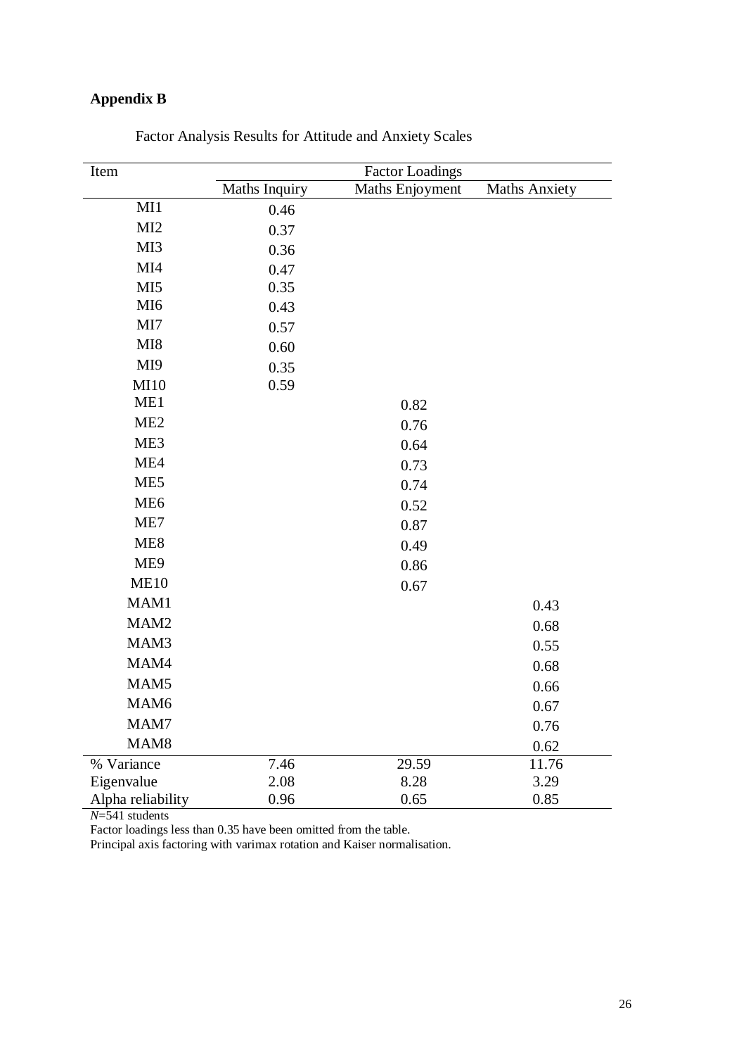## Appendix B

Factor Analysis Results for Attitude and Anxiety Scales

| Item | Factor Loadings | | |
|---|---|---|---|
| | Maths Inquiry | Maths Enjoyment | Maths Anxiety |
| MI1 | 0.46 | | |
| MI2 | 0.37 | | |
| MI3 | 0.36 | | |
| MI4 | 0.47 | | |
| MI5 | 0.35 | | |
| MI6 | 0.43 | | |
| MI7 | 0.57 | | |
| MI8 | 0.60 | | |
| MI9 | 0.35 | | |
| MI10 | 0.59 | | |
| ME1 | | 0.82 | |
| ME2 | | 0.76 | |
| ME3 | | 0.64 | |
| ME4 | | 0.73 | |
| ME5 | | 0.74 | |
| ME6 | | 0.52 | |
| ME7 | | 0.87 | |
| ME8 | | 0.49 | |
| ME9 | | 0.86 | |
| ME10 | | 0.67 | |
| MAM1 | | | 0.43 |
| MAM2 | | | 0.68 |
| MAM3 | | | 0.55 |
| MAM4 | | | 0.68 |
| MAM5 | | | 0.66 |
| MAM6 | | | 0.67 |
| MAM7 | | | 0.76 |
| MAM8 | | | 0.62 |
| % Variance | 7.46 | 29.59 | 11.76 |
| Eigenvalue | 2.08 | 8.28 | 3.29 |
| Alpha reliability | 0.96 | 0.65 | 0.85 |

*N*=541 students

Factor loadings less than 0.35 have been omitted from the table.

Principal axis factoring with varimax rotation and Kaiser normalisation.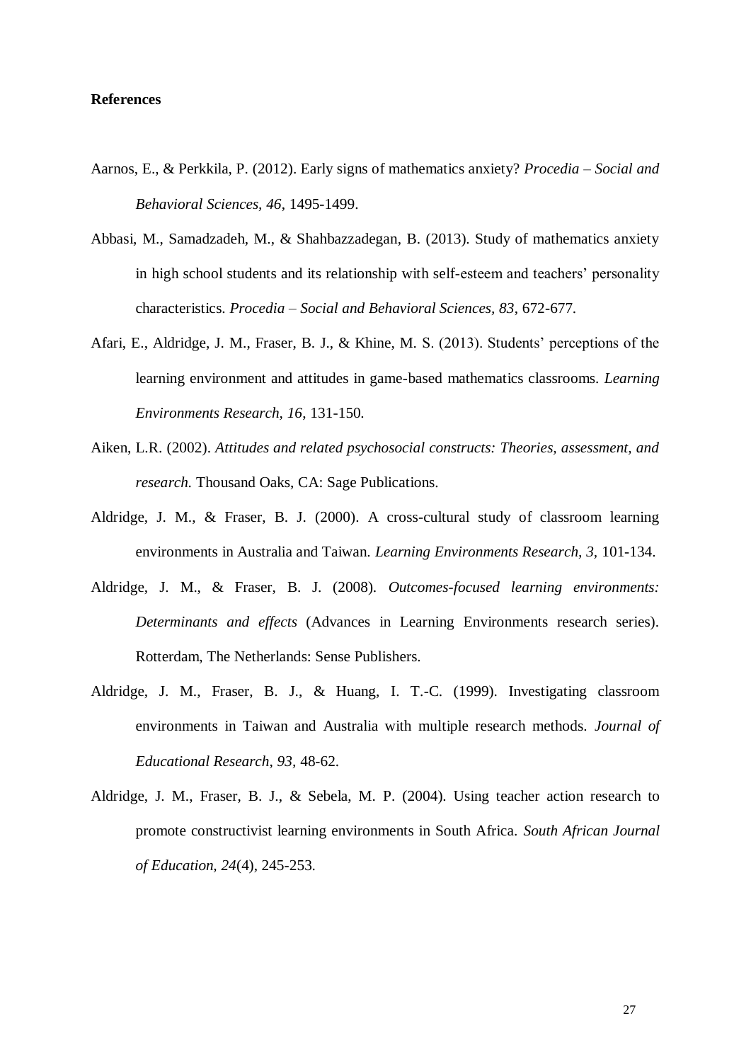**References**

Aarnos, E., & Perkkila, P. (2012). Early signs of mathematics anxiety? *Procedia – Social and Behavioral Sciences, 46*, 1495-1499.

Abbasi, M., Samadzadeh, M., & Shahbazzadegan, B. (2013). Study of mathematics anxiety in high school students and its relationship with self-esteem and teachers' personality characteristics. *Procedia – Social and Behavioral Sciences, 83*, 672-677.

Afari, E., Aldridge, J. M., Fraser, B. J., & Khine, M. S. (2013). Students' perceptions of the learning environment and attitudes in game-based mathematics classrooms. *Learning Environments Research, 16*, 131-150.

Aiken, L.R. (2002). *Attitudes and related psychosocial constructs: Theories, assessment, and research.* Thousand Oaks, CA: Sage Publications.

Aldridge, J. M., & Fraser, B. J. (2000). A cross-cultural study of classroom learning environments in Australia and Taiwan. *Learning Environments Research, 3*, 101-134.

Aldridge, J. M., & Fraser, B. J. (2008). *Outcomes-focused learning environments: Determinants and effects* (Advances in Learning Environments research series). Rotterdam, The Netherlands: Sense Publishers.

Aldridge, J. M., Fraser, B. J., & Huang, I. T.-C. (1999). Investigating classroom environments in Taiwan and Australia with multiple research methods. *Journal of Educational Research, 93,* 48-62.

Aldridge, J. M., Fraser, B. J., & Sebela, M. P. (2004). Using teacher action research to promote constructivist learning environments in South Africa. *South African Journal of Education, 24*(4), 245-253.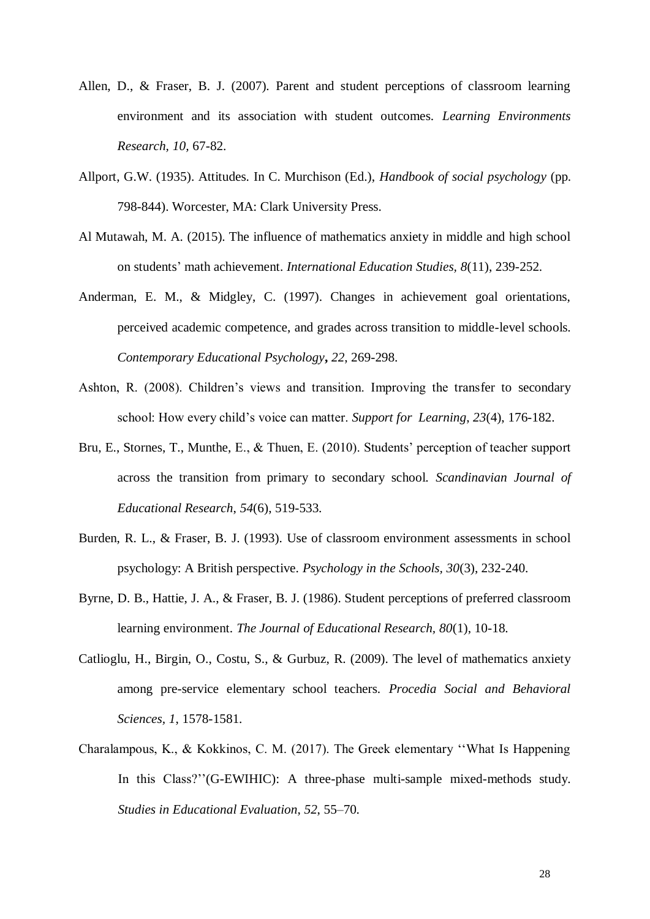Allen, D., & Fraser, B. J. (2007). Parent and student perceptions of classroom learning environment and its association with student outcomes. *Learning Environments Research, 10,* 67-82.

Allport, G.W. (1935). Attitudes. In C. Murchison (Ed.), *Handbook of social psychology* (pp. 798-844). Worcester, MA: Clark University Press.

Al Mutawah, M. A. (2015). The influence of mathematics anxiety in middle and high school on students' math achievement. *International Education Studies, 8*(11), 239-252.

Anderman, E. M., & Midgley, C. (1997). Changes in achievement goal orientations, perceived academic competence, and grades across transition to middle-level schools. *Contemporary Educational Psychology***,** *22*, 269-298.

Ashton, R. (2008). Children's views and transition. Improving the transfer to secondary school: How every child's voice can matter. *Support for Learning, 23*(4), 176-182.

Bru, E., Stornes, T., Munthe, E., & Thuen, E. (2010). Students' perception of teacher support across the transition from primary to secondary school. *Scandinavian Journal of Educational Research*, *54*(6), 519-533.

Burden, R. L., & Fraser, B. J. (1993). Use of classroom environment assessments in school psychology: A British perspective. *Psychology in the Schools, 30*(3), 232-240.

Byrne, D. B., Hattie, J. A., & Fraser, B. J. (1986). Student perceptions of preferred classroom learning environment. *The Journal of Educational Research, 80*(1), 10-18.

Catlioglu, H., Birgin, O., Costu, S., & Gurbuz, R. (2009). The level of mathematics anxiety among pre-service elementary school teachers. *Procedia Social and Behavioral Sciences, 1*, 1578-1581.

Charalampous, K., & Kokkinos, C. M. (2017). The Greek elementary ''What Is Happening In this Class?''(G-EWIHIC): A three-phase multi-sample mixed-methods study. *Studies in Educational Evaluation*, *52*, 55–70.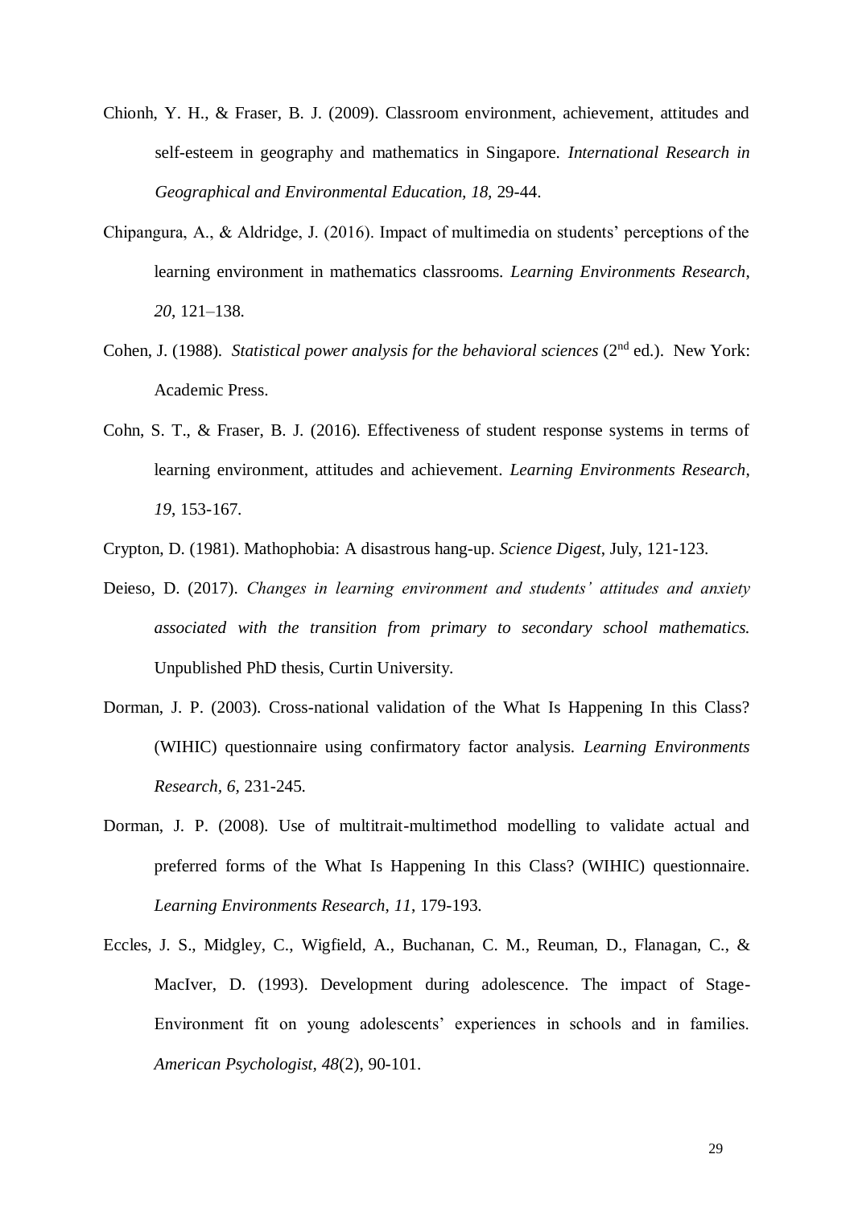Chionh, Y. H., & Fraser, B. J. (2009). Classroom environment, achievement, attitudes and self-esteem in geography and mathematics in Singapore. *International Research in Geographical and Environmental Education, 18,* 29-44.

Chipangura, A., & Aldridge, J. (2016). Impact of multimedia on students' perceptions of the learning environment in mathematics classrooms. *Learning Environments Research*, *20*, 121–138.

Cohen, J. (1988). *Statistical power analysis for the behavioral sciences* (2nd ed.). New York: Academic Press.

Cohn, S. T., & Fraser, B. J. (2016). Effectiveness of student response systems in terms of learning environment, attitudes and achievement. *Learning Environments Research*, *19*, 153-167.

Crypton, D. (1981). Mathophobia: A disastrous hang-up. *Science Digest*, July, 121-123.

Deieso, D. (2017). *Changes in learning environment and students' attitudes and anxiety associated with the transition from primary to secondary school mathematics.* Unpublished PhD thesis, Curtin University.

Dorman, J. P. (2003). Cross-national validation of the What Is Happening In this Class? (WIHIC) questionnaire using confirmatory factor analysis. *Learning Environments Research, 6*, 231-245.

Dorman, J. P. (2008). Use of multitrait-multimethod modelling to validate actual and preferred forms of the What Is Happening In this Class? (WIHIC) questionnaire. *Learning Environments Research*, *11*, 179-193.

Eccles, J. S., Midgley, C., Wigfield, A., Buchanan, C. M., Reuman, D., Flanagan, C., & MacIver, D. (1993). Development during adolescence. The impact of Stage-Environment fit on young adolescents' experiences in schools and in families. *American Psychologist, 48*(2), 90-101.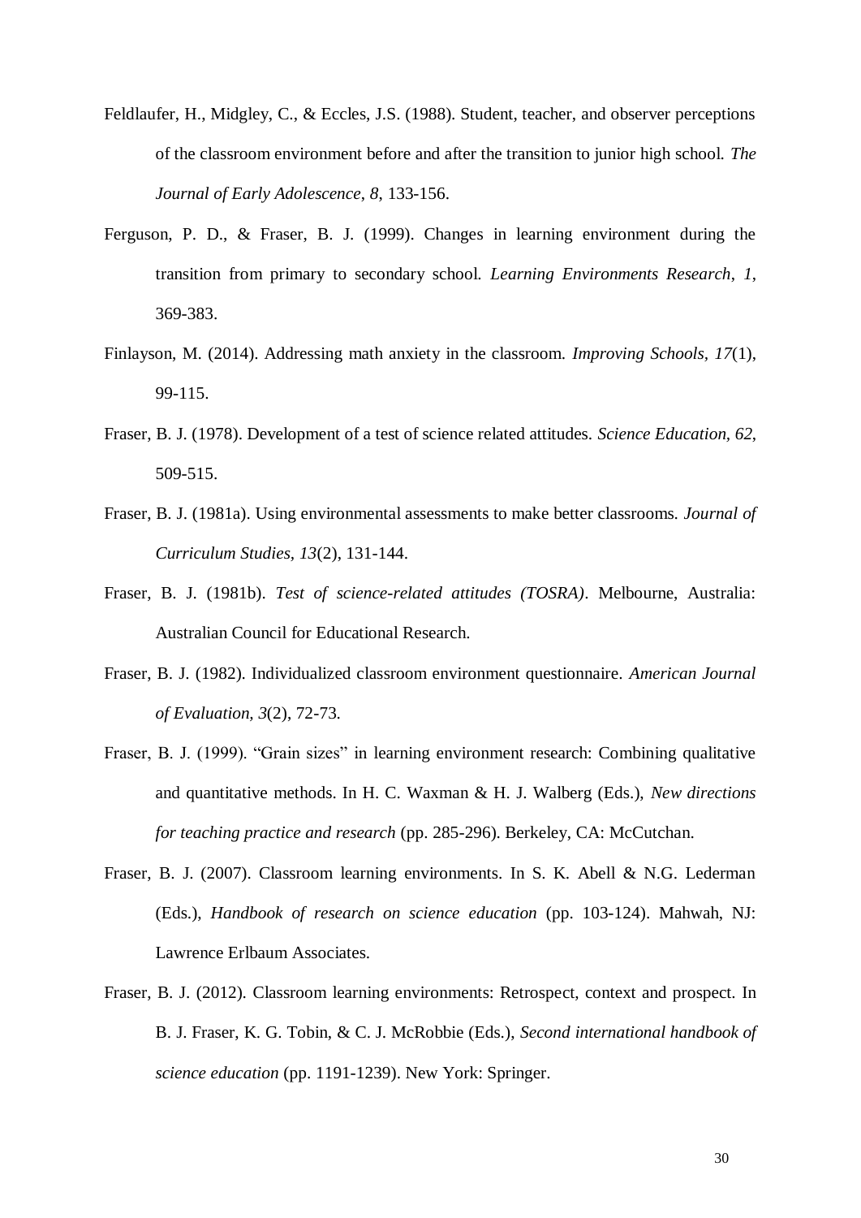Feldlaufer, H., Midgley, C., & Eccles, J.S. (1988). Student, teacher, and observer perceptions of the classroom environment before and after the transition to junior high school. *The Journal of Early Adolescence*, *8*, 133-156.

Ferguson, P. D., & Fraser, B. J. (1999). Changes in learning environment during the transition from primary to secondary school. *Learning Environments Research*, *1*, 369-383.

Finlayson, M. (2014). Addressing math anxiety in the classroom. *Improving Schools*, *17*(1), 99-115.

Fraser, B. J. (1978). Development of a test of science related attitudes. *Science Education, 62*, 509-515.

Fraser, B. J. (1981a). Using environmental assessments to make better classrooms. *Journal of Curriculum Studies, 13*(2), 131-144.

Fraser, B. J. (1981b). *Test of science-related attitudes (TOSRA)*. Melbourne, Australia: Australian Council for Educational Research.

Fraser, B. J. (1982). Individualized classroom environment questionnaire. *American Journal of Evaluation, 3*(2), 72-73.

Fraser, B. J. (1999). "Grain sizes" in learning environment research: Combining qualitative and quantitative methods. In H. C. Waxman & H. J. Walberg (Eds.), *New directions for teaching practice and research* (pp. 285-296). Berkeley, CA: McCutchan.

Fraser, B. J. (2007). Classroom learning environments. In S. K. Abell & N.G. Lederman (Eds.), *Handbook of research on science education* (pp. 103-124). Mahwah, NJ: Lawrence Erlbaum Associates.

Fraser, B. J. (2012). Classroom learning environments: Retrospect, context and prospect. In B. J. Fraser, K. G. Tobin, & C. J. McRobbie (Eds.), *Second international handbook of science education* (pp. 1191-1239). New York: Springer.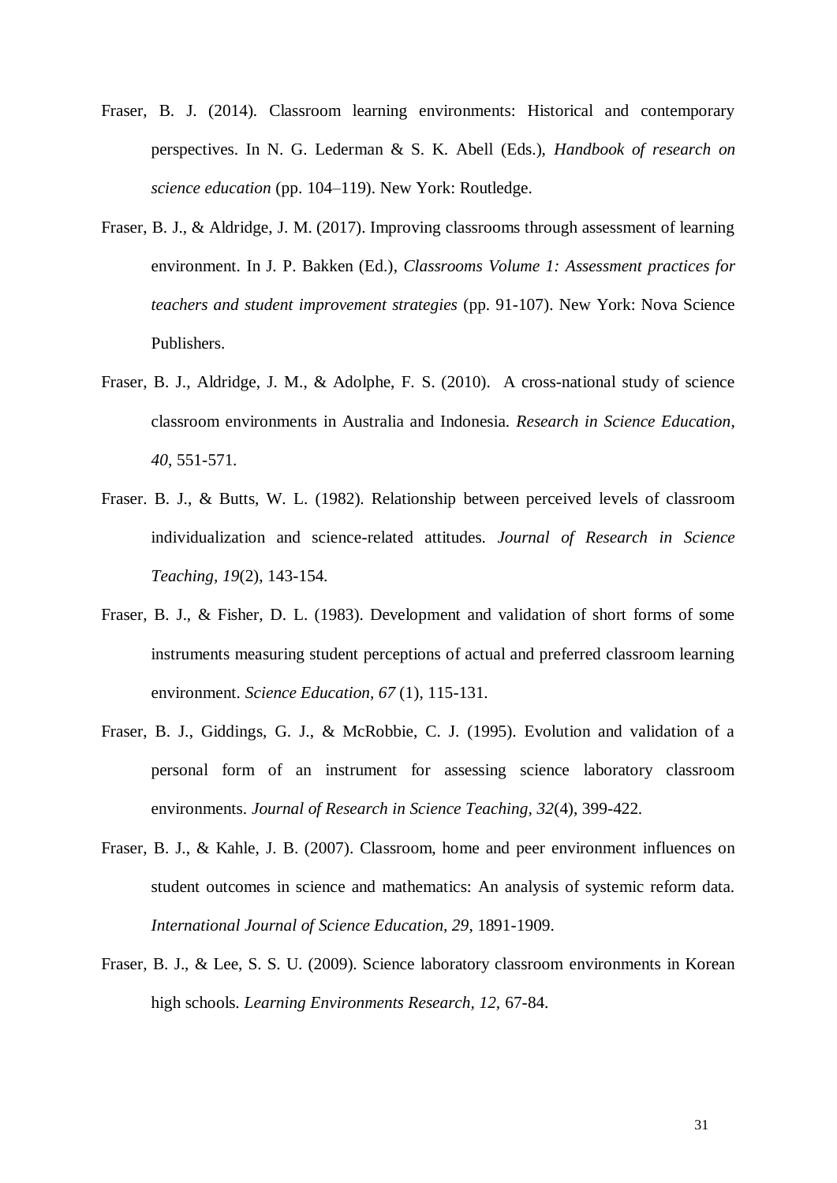Fraser, B. J. (2014). Classroom learning environments: Historical and contemporary perspectives. In N. G. Lederman & S. K. Abell (Eds.), *Handbook of research on science education* (pp. 104–119). New York: Routledge.

Fraser, B. J., & Aldridge, J. M. (2017). Improving classrooms through assessment of learning environment. In J. P. Bakken (Ed.), *Classrooms Volume 1: Assessment practices for teachers and student improvement strategies* (pp. 91-107). New York: Nova Science Publishers.

Fraser, B. J., Aldridge, J. M., & Adolphe, F. S. (2010). A cross-national study of science classroom environments in Australia and Indonesia. *Research in Science Education*, *40*, 551-571.

Fraser. B. J., & Butts, W. L. (1982). Relationship between perceived levels of classroom individualization and science-related attitudes. *Journal of Research in Science Teaching, 19*(2), 143-154.

Fraser, B. J., & Fisher, D. L. (1983). Development and validation of short forms of some instruments measuring student perceptions of actual and preferred classroom learning environment. *Science Education, 67* (1), 115-131.

Fraser, B. J., Giddings, G. J., & McRobbie, C. J. (1995). Evolution and validation of a personal form of an instrument for assessing science laboratory classroom environments. *Journal of Research in Science Teaching, 32*(4), 399-422.

Fraser, B. J., & Kahle, J. B. (2007). Classroom, home and peer environment influences on student outcomes in science and mathematics: An analysis of systemic reform data. *International Journal of Science Education, 29*, 1891-1909.

Fraser, B. J., & Lee, S. S. U. (2009). Science laboratory classroom environments in Korean high schools. *Learning Environments Research, 12*, 67-84.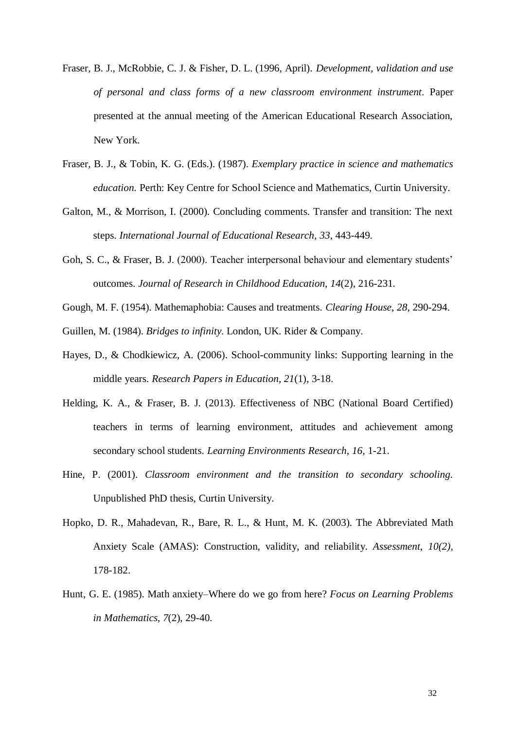Fraser, B. J., McRobbie, C. J. & Fisher, D. L. (1996, April). *Development, validation and use of personal and class forms of a new classroom environment instrument*. Paper presented at the annual meeting of the American Educational Research Association, New York.

Fraser, B. J., & Tobin, K. G. (Eds.). (1987). *Exemplary practice in science and mathematics education.* Perth: Key Centre for School Science and Mathematics, Curtin University.

Galton, M., & Morrison, I. (2000). Concluding comments. Transfer and transition: The next steps. *International Journal of Educational Research*, *33*, 443-449.

Goh, S. C., & Fraser, B. J. (2000). Teacher interpersonal behaviour and elementary students' outcomes. *Journal of Research in Childhood Education, 14*(2), 216-231.

Gough, M. F. (1954). Mathemaphobia: Causes and treatments. *Clearing House*, *28*, 290-294.

Guillen, M. (1984). *Bridges to infinity*. London, UK. Rider & Company.

Hayes, D., & Chodkiewicz, A. (2006). School-community links: Supporting learning in the middle years. *Research Papers in Education*, *21*(1), 3-18.

Helding, K. A., & Fraser, B. J. (2013). Effectiveness of NBC (National Board Certified) teachers in terms of learning environment, attitudes and achievement among secondary school students. *Learning Environments Research, 16,* 1-21.

Hine, P. (2001). *Classroom environment and the transition to secondary schooling.* Unpublished PhD thesis, Curtin University.

Hopko, D. R., Mahadevan, R., Bare, R. L., & Hunt, M. K. (2003). The Abbreviated Math Anxiety Scale (AMAS): Construction, validity, and reliability. *Assessment, 10(2),* 178-182.

Hunt, G. E. (1985). Math anxiety–Where do we go from here? *Focus on Learning Problems in Mathematics*, *7*(2), 29-40.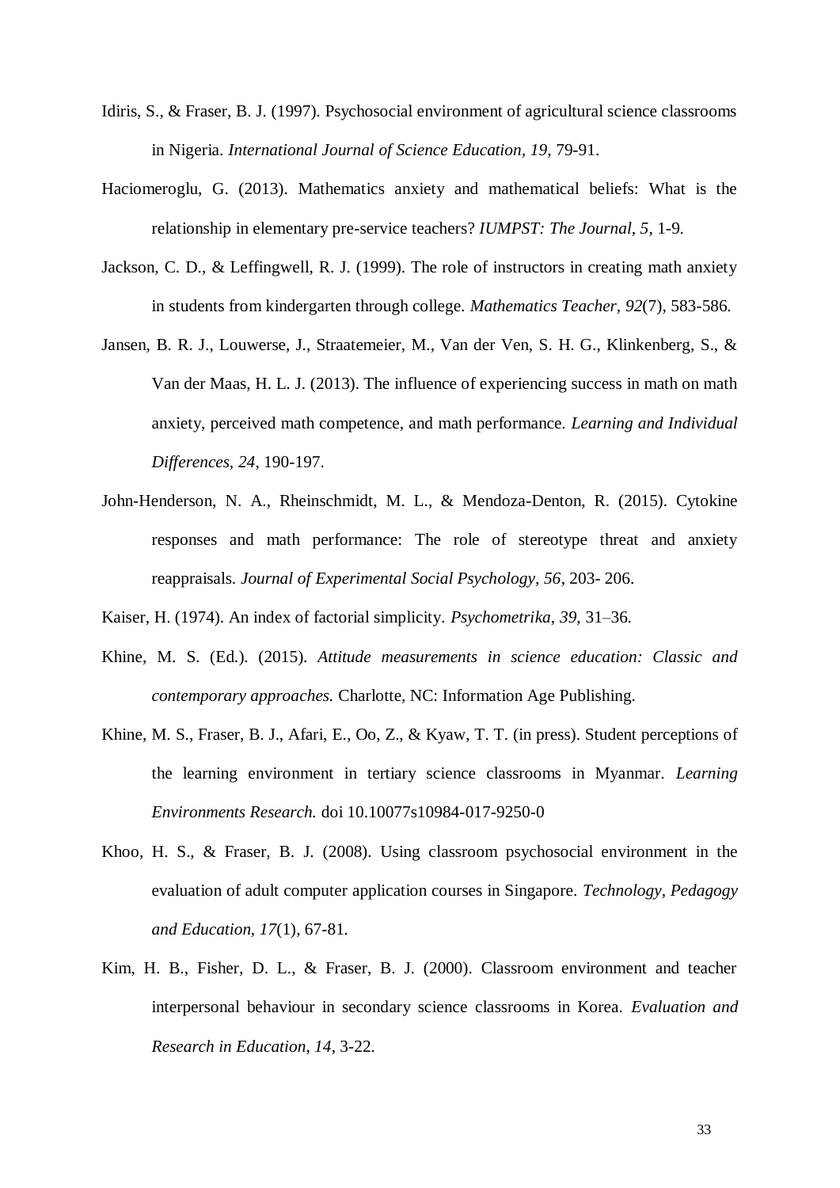Idiris, S., & Fraser, B. J. (1997). Psychosocial environment of agricultural science classrooms in Nigeria. *International Journal of Science Education, 19*, 79-91.

Haciomeroglu, G. (2013). Mathematics anxiety and mathematical beliefs: What is the relationship in elementary pre-service teachers? *IUMPST: The Journal, 5*, 1-9.

Jackson, C. D., & Leffingwell, R. J. (1999). The role of instructors in creating math anxiety in students from kindergarten through college. *Mathematics Teacher*, *92*(7), 583-586.

Jansen, B. R. J., Louwerse, J., Straatemeier, M., Van der Ven, S. H. G., Klinkenberg, S., & Van der Maas, H. L. J. (2013). The influence of experiencing success in math on math anxiety, perceived math competence, and math performance. *Learning and Individual Differences, 24*, 190-197.

John-Henderson, N. A., Rheinschmidt, M. L., & Mendoza-Denton, R. (2015). Cytokine responses and math performance: The role of stereotype threat and anxiety reappraisals. *Journal of Experimental Social Psychology, 56*, 203- 206.

Kaiser, H. (1974). An index of factorial simplicity. *Psychometrika*, *39*, 31–36.

Khine, M. S. (Ed.). (2015). *Attitude measurements in science education: Classic and contemporary approaches.* Charlotte, NC: Information Age Publishing.

Khine, M. S., Fraser, B. J., Afari, E., Oo, Z., & Kyaw, T. T. (in press). Student perceptions of the learning environment in tertiary science classrooms in Myanmar. *Learning Environments Research.* doi 10.10077s10984-017-9250-0

Khoo, H. S., & Fraser, B. J. (2008). Using classroom psychosocial environment in the evaluation of adult computer application courses in Singapore. *Technology, Pedagogy and Education, 17*(1), 67-81.

Kim, H. B., Fisher, D. L., & Fraser, B. J. (2000). Classroom environment and teacher interpersonal behaviour in secondary science classrooms in Korea. *Evaluation and Research in Education, 14*, 3-22.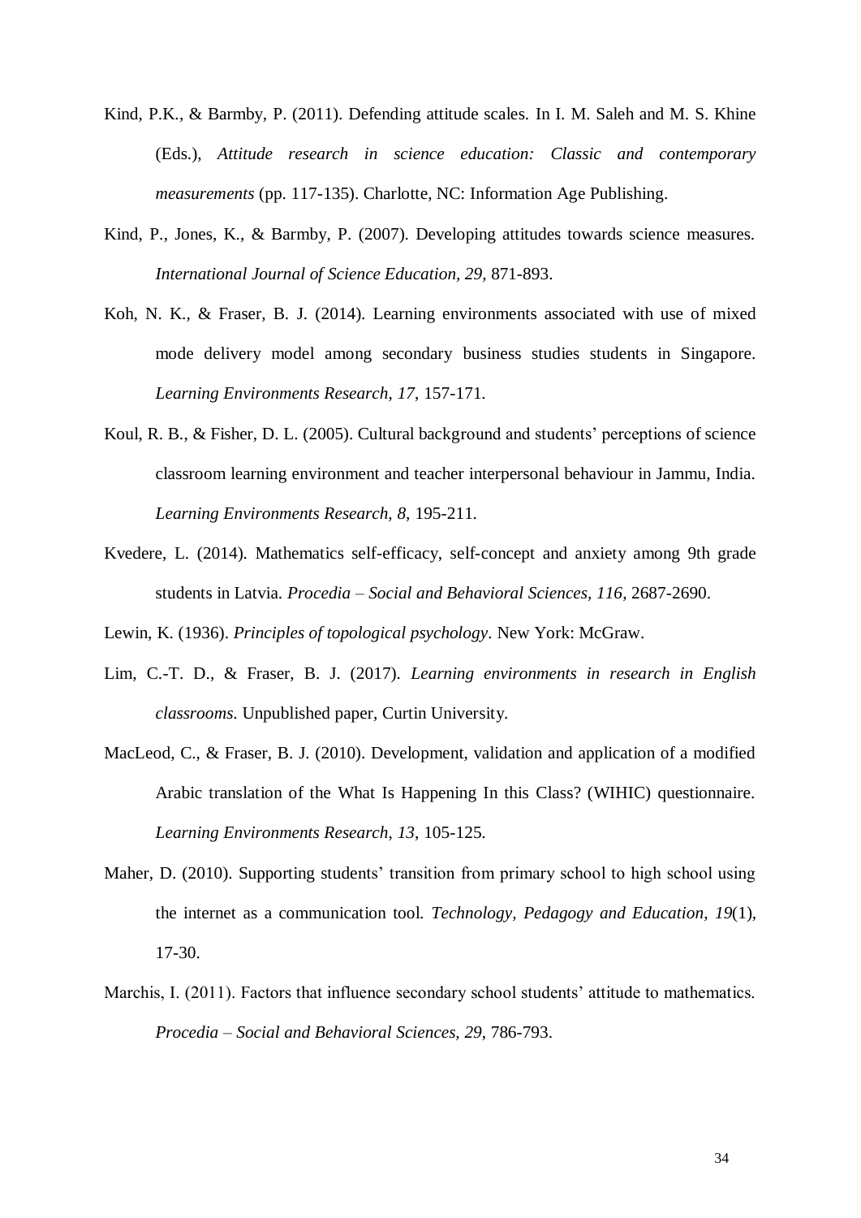Kind, P.K., & Barmby, P. (2011). Defending attitude scales. In I. M. Saleh and M. S. Khine (Eds.), *Attitude research in science education: Classic and contemporary measurements* (pp. 117-135). Charlotte, NC: Information Age Publishing.

Kind, P., Jones, K., & Barmby, P. (2007). Developing attitudes towards science measures. *International Journal of Science Education, 29,* 871-893.

Koh, N. K., & Fraser, B. J. (2014). Learning environments associated with use of mixed mode delivery model among secondary business studies students in Singapore. *Learning Environments Research*, *17*, 157-171.

Koul, R. B., & Fisher, D. L. (2005). Cultural background and students' perceptions of science classroom learning environment and teacher interpersonal behaviour in Jammu, India. *Learning Environments Research, 8,* 195-211.

Kvedere, L. (2014). Mathematics self-efficacy, self-concept and anxiety among 9th grade students in Latvia. *Procedia – Social and Behavioral Sciences, 116*, 2687-2690.

Lewin, K. (1936). *Principles of topological psychology*. New York: McGraw.

Lim, C.-T. D., & Fraser, B. J. (2017). *Learning environments in research in English classrooms*. Unpublished paper, Curtin University.

MacLeod, C., & Fraser, B. J. (2010). Development, validation and application of a modified Arabic translation of the What Is Happening In this Class? (WIHIC) questionnaire. *Learning Environments Research*, *13*, 105-125.

Maher, D. (2010). Supporting students' transition from primary school to high school using the internet as a communication tool. *Technology, Pedagogy and Education*, *19*(1), 17-30.

Marchis, I. (2011). Factors that influence secondary school students' attitude to mathematics. *Procedia – Social and Behavioral Sciences, 29*, 786-793.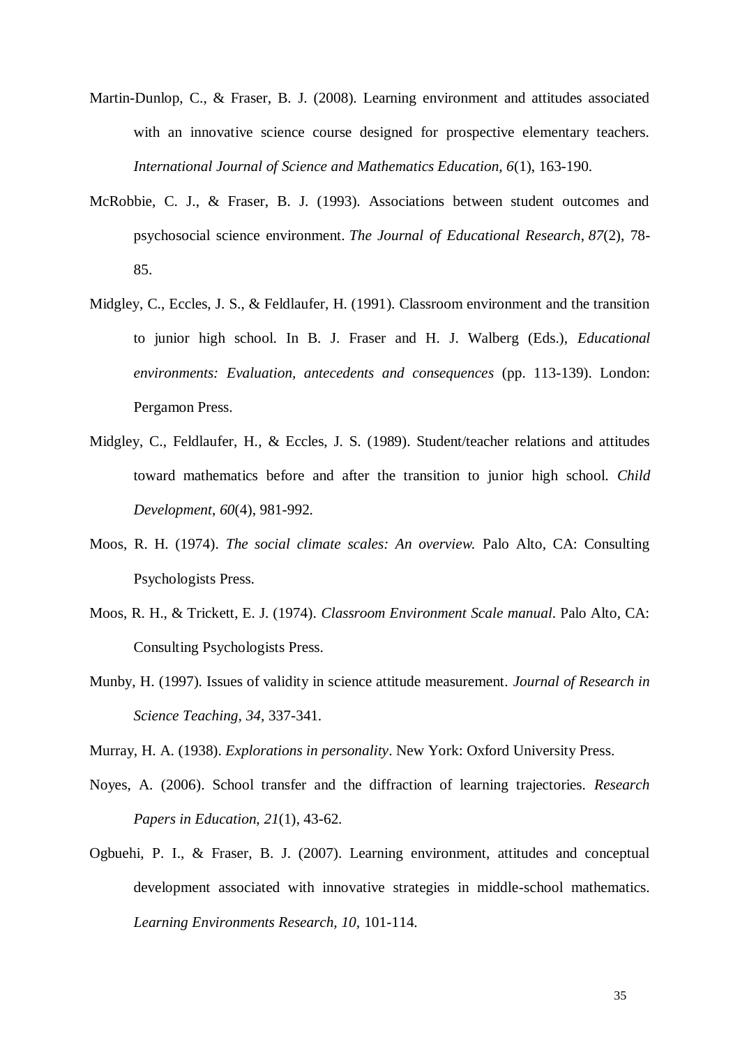Martin-Dunlop, C., & Fraser, B. J. (2008). Learning environment and attitudes associated with an innovative science course designed for prospective elementary teachers. *International Journal of Science and Mathematics Education, 6*(1), 163-190.

McRobbie, C. J., & Fraser, B. J. (1993). Associations between student outcomes and psychosocial science environment. *The Journal of Educational Research*, *87*(2), 78-85.

Midgley, C., Eccles, J. S., & Feldlaufer, H. (1991). Classroom environment and the transition to junior high school. In B. J. Fraser and H. J. Walberg (Eds.), *Educational environments: Evaluation, antecedents and consequences* (pp. 113-139). London: Pergamon Press.

Midgley, C., Feldlaufer, H., & Eccles, J. S. (1989). Student/teacher relations and attitudes toward mathematics before and after the transition to junior high school. *Child Development*, *60*(4), 981-992.

Moos, R. H. (1974). *The social climate scales: An overview.* Palo Alto, CA: Consulting Psychologists Press.

Moos, R. H., & Trickett, E. J. (1974). *Classroom Environment Scale manual*. Palo Alto, CA: Consulting Psychologists Press.

Munby, H. (1997). Issues of validity in science attitude measurement. *Journal of Research in Science Teaching, 34,* 337-341.

Murray, H. A. (1938). *Explorations in personality*. New York: Oxford University Press.

Noyes, A. (2006). School transfer and the diffraction of learning trajectories. *Research Papers in Education*, *21*(1), 43-62.

Ogbuehi, P. I., & Fraser, B. J. (2007). Learning environment, attitudes and conceptual development associated with innovative strategies in middle-school mathematics. *Learning Environments Research, 10,* 101-114.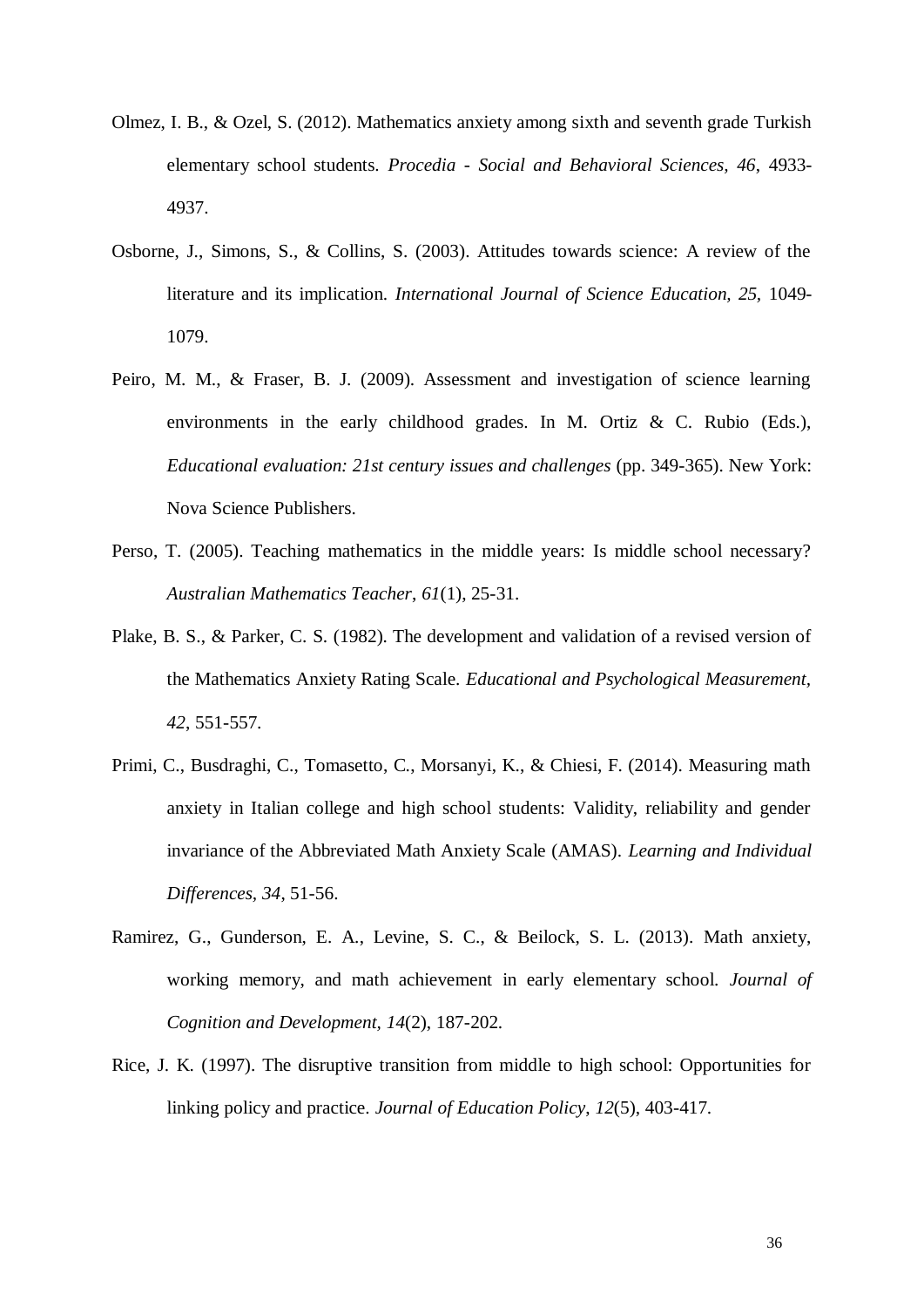Olmez, I. B., & Ozel, S. (2012). Mathematics anxiety among sixth and seventh grade Turkish elementary school students. *Procedia - Social and Behavioral Sciences, 46*, 4933-4937.

Osborne, J., Simons, S., & Collins, S. (2003). Attitudes towards science: A review of the literature and its implication. *International Journal of Science Education, 25*, 1049-1079.

Peiro, M. M., & Fraser, B. J. (2009). Assessment and investigation of science learning environments in the early childhood grades. In M. Ortiz & C. Rubio (Eds.), *Educational evaluation: 21st century issues and challenges* (pp. 349-365). New York: Nova Science Publishers.

Perso, T. (2005). Teaching mathematics in the middle years: Is middle school necessary? *Australian Mathematics Teacher, 61*(1), 25-31.

Plake, B. S., & Parker, C. S. (1982). The development and validation of a revised version of the Mathematics Anxiety Rating Scale. *Educational and Psychological Measurement, 42*, 551-557.

Primi, C., Busdraghi, C., Tomasetto, C., Morsanyi, K., & Chiesi, F. (2014). Measuring math anxiety in Italian college and high school students: Validity, reliability and gender invariance of the Abbreviated Math Anxiety Scale (AMAS). *Learning and Individual Differences, 34*, 51-56.

Ramirez, G., Gunderson, E. A., Levine, S. C., & Beilock, S. L. (2013). Math anxiety, working memory, and math achievement in early elementary school. *Journal of Cognition and Development, 14*(2), 187-202.

Rice, J. K. (1997). The disruptive transition from middle to high school: Opportunities for linking policy and practice. *Journal of Education Policy*, *12*(5), 403-417.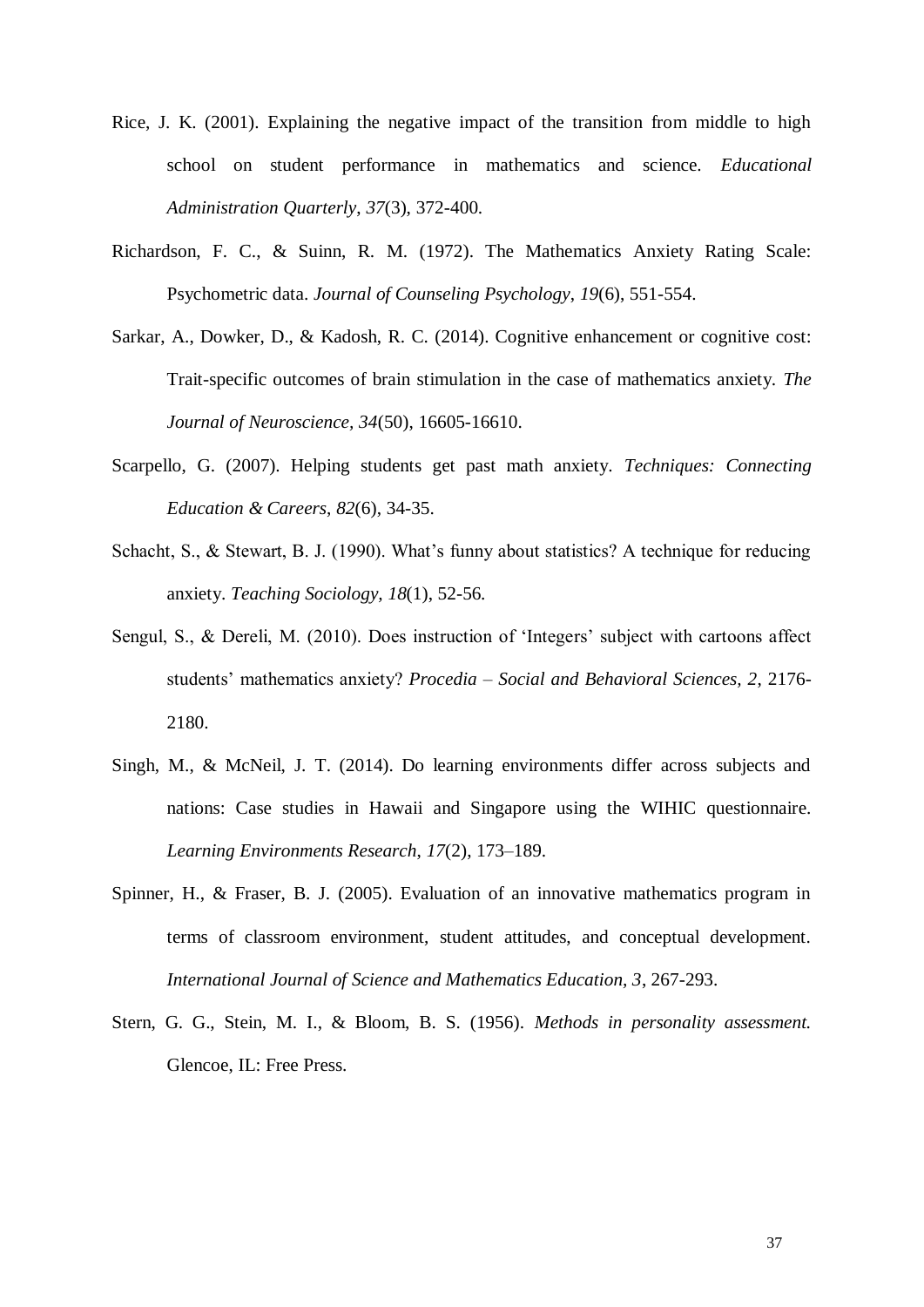Rice, J. K. (2001). Explaining the negative impact of the transition from middle to high school on student performance in mathematics and science. *Educational Administration Quarterly*, *37*(3), 372-400.

Richardson, F. C., & Suinn, R. M. (1972). The Mathematics Anxiety Rating Scale: Psychometric data. *Journal of Counseling Psychology*, *19*(6), 551-554.

Sarkar, A., Dowker, D., & Kadosh, R. C. (2014). Cognitive enhancement or cognitive cost: Trait-specific outcomes of brain stimulation in the case of mathematics anxiety. *The Journal of Neuroscience*, *34*(50), 16605-16610.

Scarpello, G. (2007). Helping students get past math anxiety. *Techniques: Connecting Education & Careers*, *82*(6), 34-35.

Schacht, S., & Stewart, B. J. (1990). What's funny about statistics? A technique for reducing anxiety. *Teaching Sociology, 18*(1), 52-56.

Sengul, S., & Dereli, M. (2010). Does instruction of 'Integers' subject with cartoons affect students' mathematics anxiety? *Procedia – Social and Behavioral Sciences, 2*, 2176-2180.

Singh, M., & McNeil, J. T. (2014). Do learning environments differ across subjects and nations: Case studies in Hawaii and Singapore using the WIHIC questionnaire. *Learning Environments Research*, *17*(2), 173–189.

Spinner, H., & Fraser, B. J. (2005). Evaluation of an innovative mathematics program in terms of classroom environment, student attitudes, and conceptual development. *International Journal of Science and Mathematics Education, 3*, 267-293.

Stern, G. G., Stein, M. I., & Bloom, B. S. (1956). *Methods in personality assessment.* Glencoe, IL: Free Press.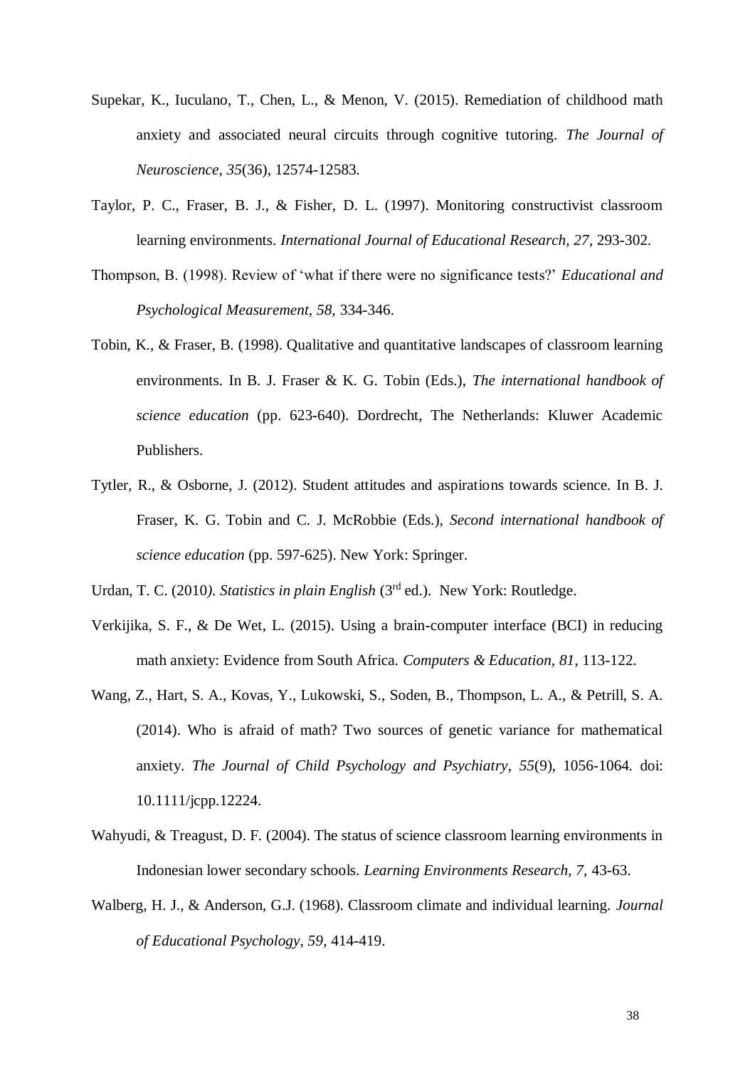Supekar, K., Iuculano, T., Chen, L., & Menon, V. (2015). Remediation of childhood math anxiety and associated neural circuits through cognitive tutoring. *The Journal of Neuroscience, 35*(36), 12574-12583.

Taylor, P. C., Fraser, B. J., & Fisher, D. L. (1997). Monitoring constructivist classroom learning environments. *International Journal of Educational Research, 27*, 293-302.

Thompson, B. (1998). Review of 'what if there were no significance tests?' *Educational and Psychological Measurement, 58,* 334-346.

Tobin, K., & Fraser, B. (1998). Qualitative and quantitative landscapes of classroom learning environments. In B. J. Fraser & K. G. Tobin (Eds.), *The international handbook of science education* (pp. 623-640). Dordrecht, The Netherlands: Kluwer Academic Publishers.

Tytler, R., & Osborne, J. (2012). Student attitudes and aspirations towards science. In B. J. Fraser, K. G. Tobin and C. J. McRobbie (Eds.), *Second international handbook of science education* (pp. 597-625). New York: Springer.

Urdan, T. C. (2010*). Statistics in plain English* (3rd ed.). New York: Routledge.

Verkijika, S. F., & De Wet, L. (2015). Using a brain-computer interface (BCI) in reducing math anxiety: Evidence from South Africa. *Computers & Education, 81*, 113-122.

Wang, Z., Hart, S. A., Kovas, Y., Lukowski, S., Soden, B., Thompson, L. A., & Petrill, S. A. (2014). Who is afraid of math? Two sources of genetic variance for mathematical anxiety. *The Journal of Child Psychology and Psychiatry*, *55*(9), 1056-1064. doi: 10.1111/jcpp.12224.

Wahyudi, & Treagust, D. F. (2004). The status of science classroom learning environments in Indonesian lower secondary schools. *Learning Environments Research, 7,* 43-63.

Walberg, H. J., & Anderson, G.J. (1968). Classroom climate and individual learning. *Journal of Educational Psychology, 59,* 414-419.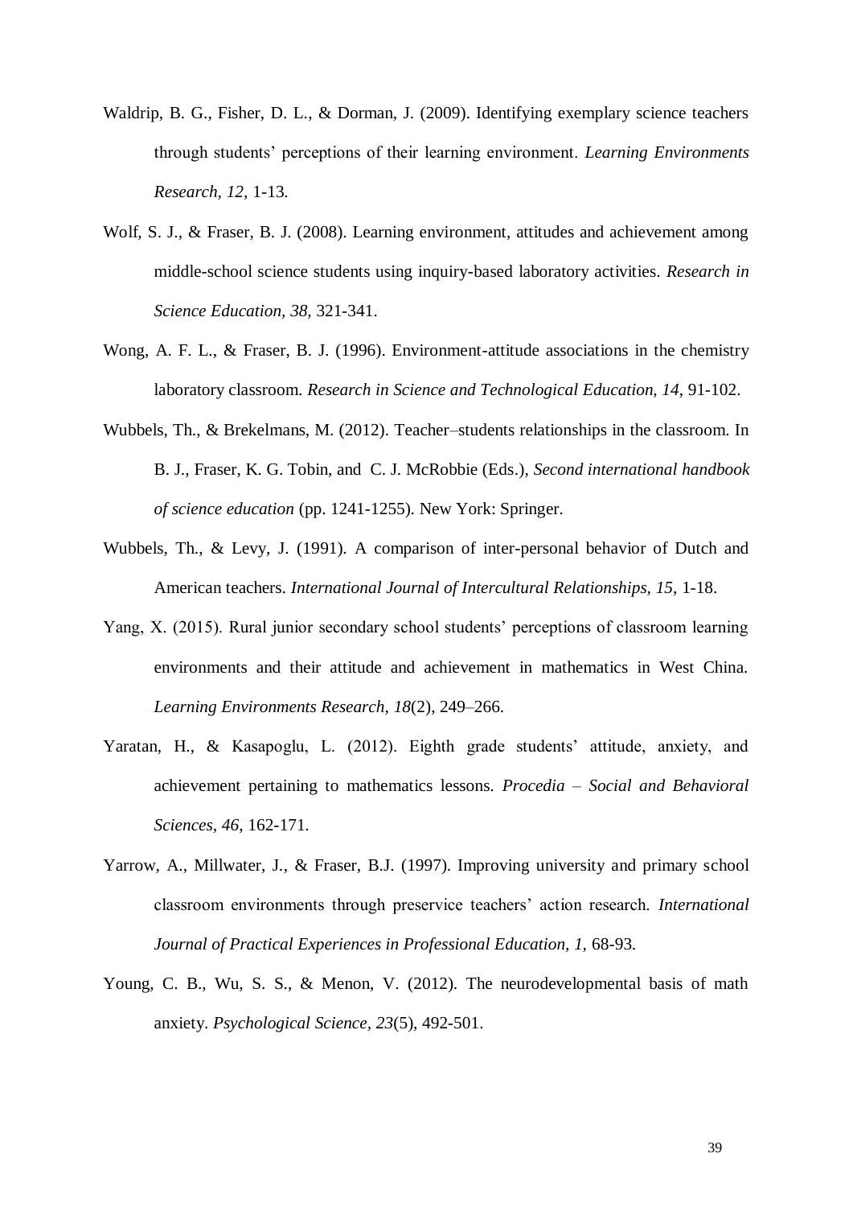Waldrip, B. G., Fisher, D. L., & Dorman, J. (2009). Identifying exemplary science teachers through students' perceptions of their learning environment. *Learning Environments Research, 12,* 1-13.

Wolf, S. J., & Fraser, B. J. (2008). Learning environment, attitudes and achievement among middle-school science students using inquiry-based laboratory activities. *Research in Science Education, 38,* 321-341.

Wong, A. F. L., & Fraser, B. J. (1996). Environment-attitude associations in the chemistry laboratory classroom. *Research in Science and Technological Education, 14,* 91-102.

Wubbels, Th., & Brekelmans, M. (2012). Teacher–students relationships in the classroom. In B. J., Fraser, K. G. Tobin, and C. J. McRobbie (Eds.), *Second international handbook of science education* (pp. 1241-1255). New York: Springer.

Wubbels, Th., & Levy, J. (1991). A comparison of inter-personal behavior of Dutch and American teachers. *International Journal of Intercultural Relationships, 15,* 1-18.

Yang, X. (2015). Rural junior secondary school students' perceptions of classroom learning environments and their attitude and achievement in mathematics in West China. *Learning Environments Research, 18*(2), 249–266.

Yaratan, H., & Kasapoglu, L. (2012). Eighth grade students' attitude, anxiety, and achievement pertaining to mathematics lessons. *Procedia – Social and Behavioral Sciences, 46,* 162-171.

Yarrow, A., Millwater, J., & Fraser, B.J. (1997). Improving university and primary school classroom environments through preservice teachers' action research. *International Journal of Practical Experiences in Professional Education, 1,* 68-93.

Young, C. B., Wu, S. S., & Menon, V. (2012). The neurodevelopmental basis of math anxiety. *Psychological Science, 23*(5), 492-501.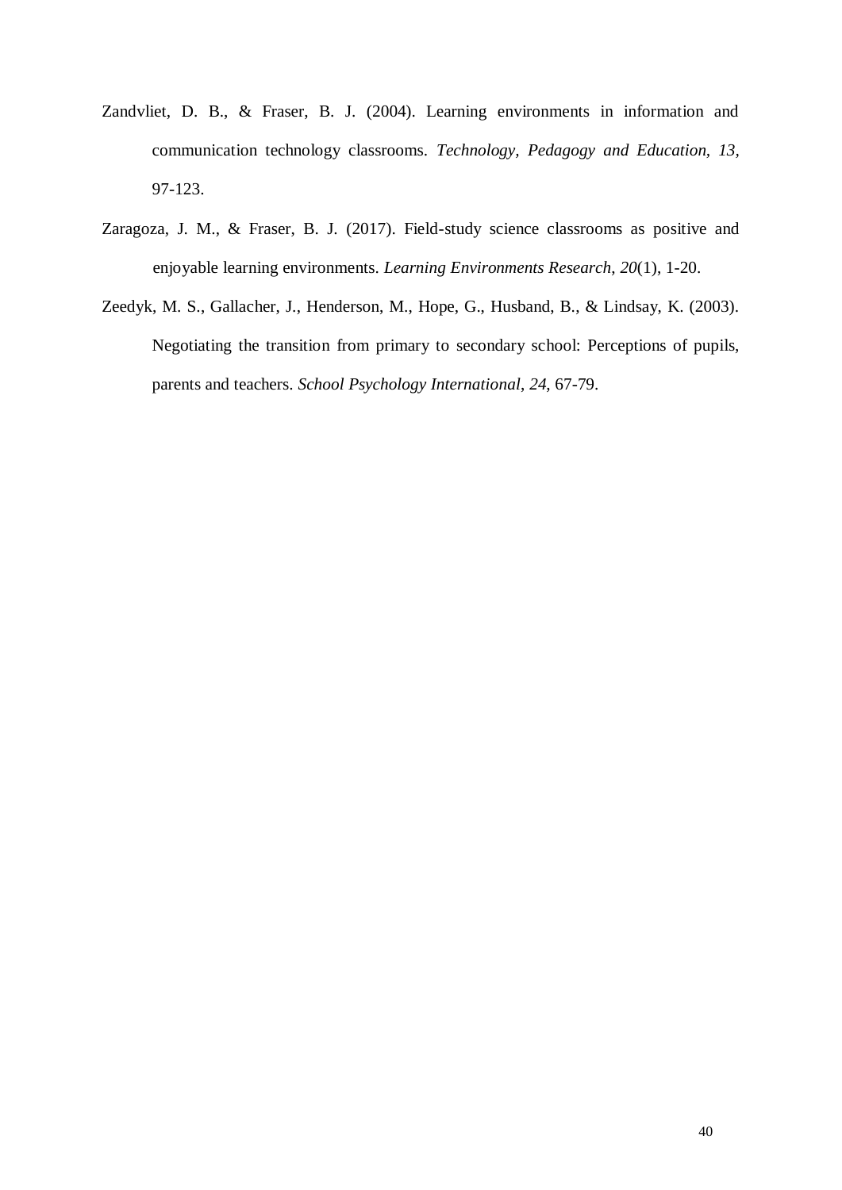Zandvliet, D. B., & Fraser, B. J. (2004). Learning environments in information and communication technology classrooms. *Technology, Pedagogy and Education, 13,* 97-123.

Zaragoza, J. M., & Fraser, B. J. (2017). Field-study science classrooms as positive and enjoyable learning environments. *Learning Environments Research*, *20*(1), 1-20.

Zeedyk, M. S., Gallacher, J., Henderson, M., Hope, G., Husband, B., & Lindsay, K. (2003). Negotiating the transition from primary to secondary school: Perceptions of pupils, parents and teachers. *School Psychology International*, *24*, 67-79.